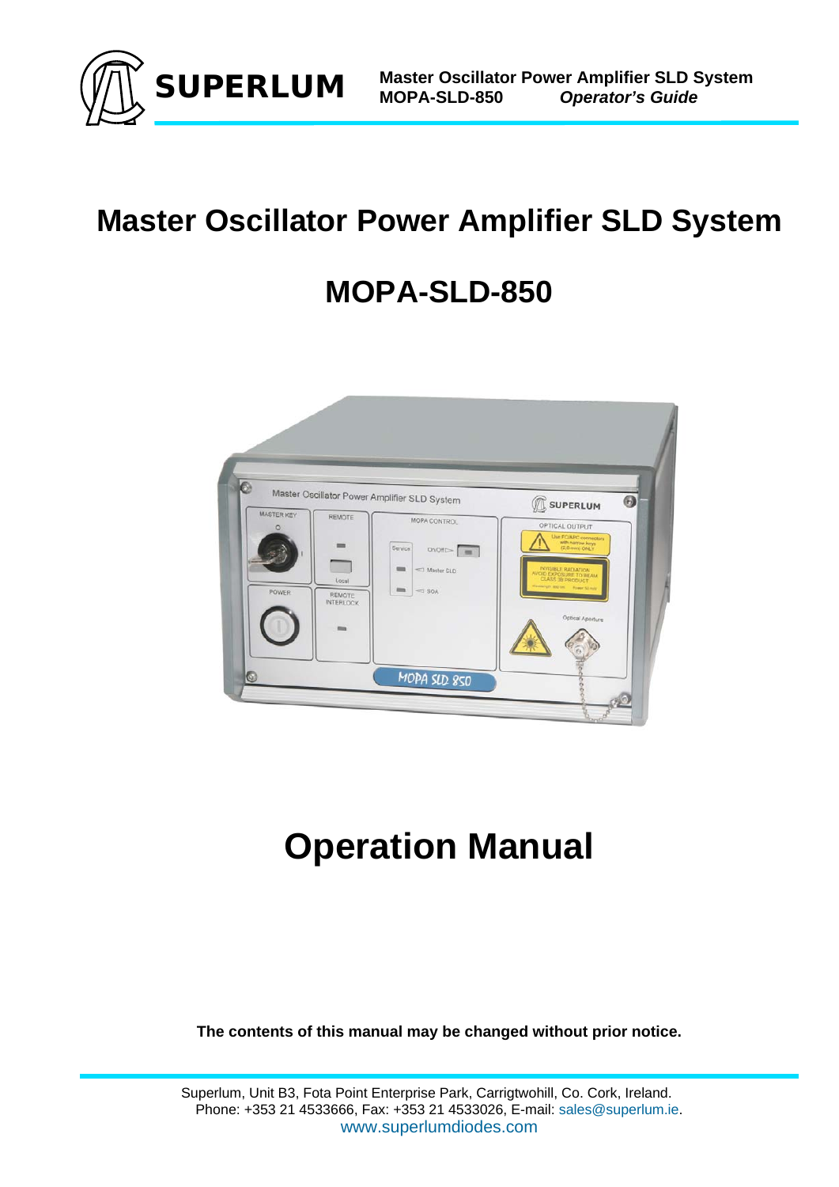# Master Oscillator Power Amplifier SLD System

# MOPA-SLD-850

# Operation Manual

**The contents of this manual may be changed without prior notice.**

Superlum, Unit B3, Fota Point Enterprise Park, Carrigtwohill, Co. Cork, Ireland.
Phone: +353 21 4533666, Fax: +353 21 4533026, E-mail: sales@superlum.ie.
www.superlumdiodes.com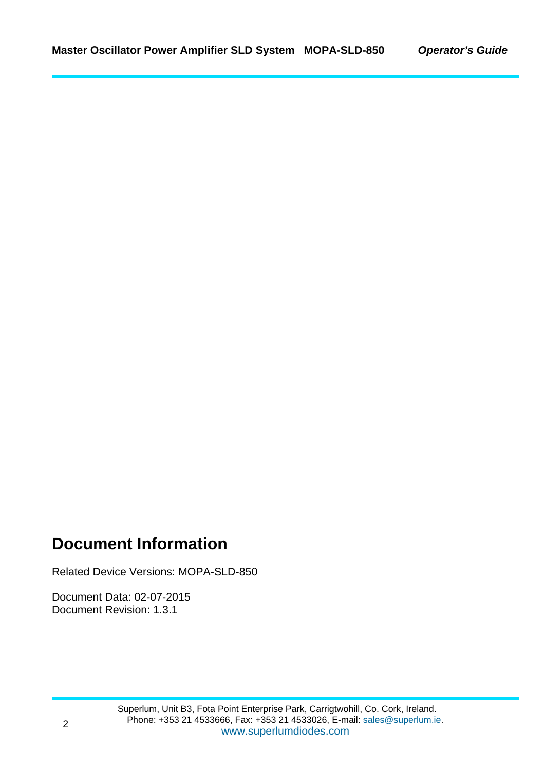# Document Information

Related Device Versions: MOPA-SLD-850

Document Data: 02-07-2015
Document Revision: 1.3.1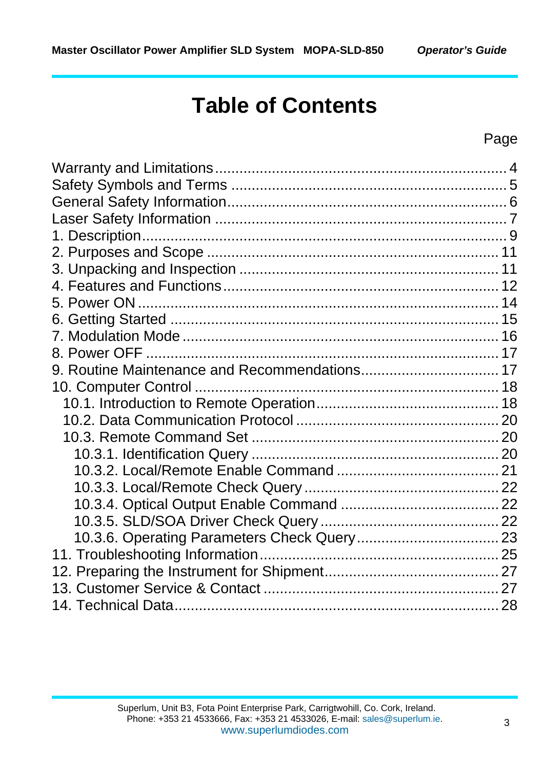# Table of Contents

Page

Warranty and Limitations ........................................................................ 4
Safety Symbols and Terms ...................................................................... 5
General Safety Information....................................................................... 6
Laser Safety Information .......................................................................... 7
1. Description............................................................................................. 9
2. Purposes and Scope ............................................................................ 11
3. Unpacking and Inspection .................................................................. 11
4. Features and Functions....................................................................... 12
5. Power ON ............................................................................................. 14
6. Getting Started ..................................................................................... 15
7. Modulation Mode ................................................................................. 16
8. Power OFF ............................................................................................ 17
9. Routine Maintenance and Recommendations................................... 17
10. Computer Control .............................................................................. 18
  10.1. Introduction to Remote Operation.............................................. 18
  10.2. Data Communication Protocol .................................................... 20
  10.3. Remote Command Set ................................................................ 20
    10.3.1. Identification Query .............................................................. 20
    10.3.2. Local/Remote Enable Command ......................................... 21
    10.3.3. Local/Remote Check Query ................................................. 22
    10.3.4. Optical Output Enable Command ........................................ 22
    10.3.5. SLD/SOA Driver Check Query ............................................. 22
    10.3.6. Operating Parameters Check Query.................................... 23
11. Troubleshooting Information............................................................. 25
12. Preparing the Instrument for Shipment............................................ 27
13. Customer Service & Contact ............................................................ 27
14. Technical Data.................................................................................... 28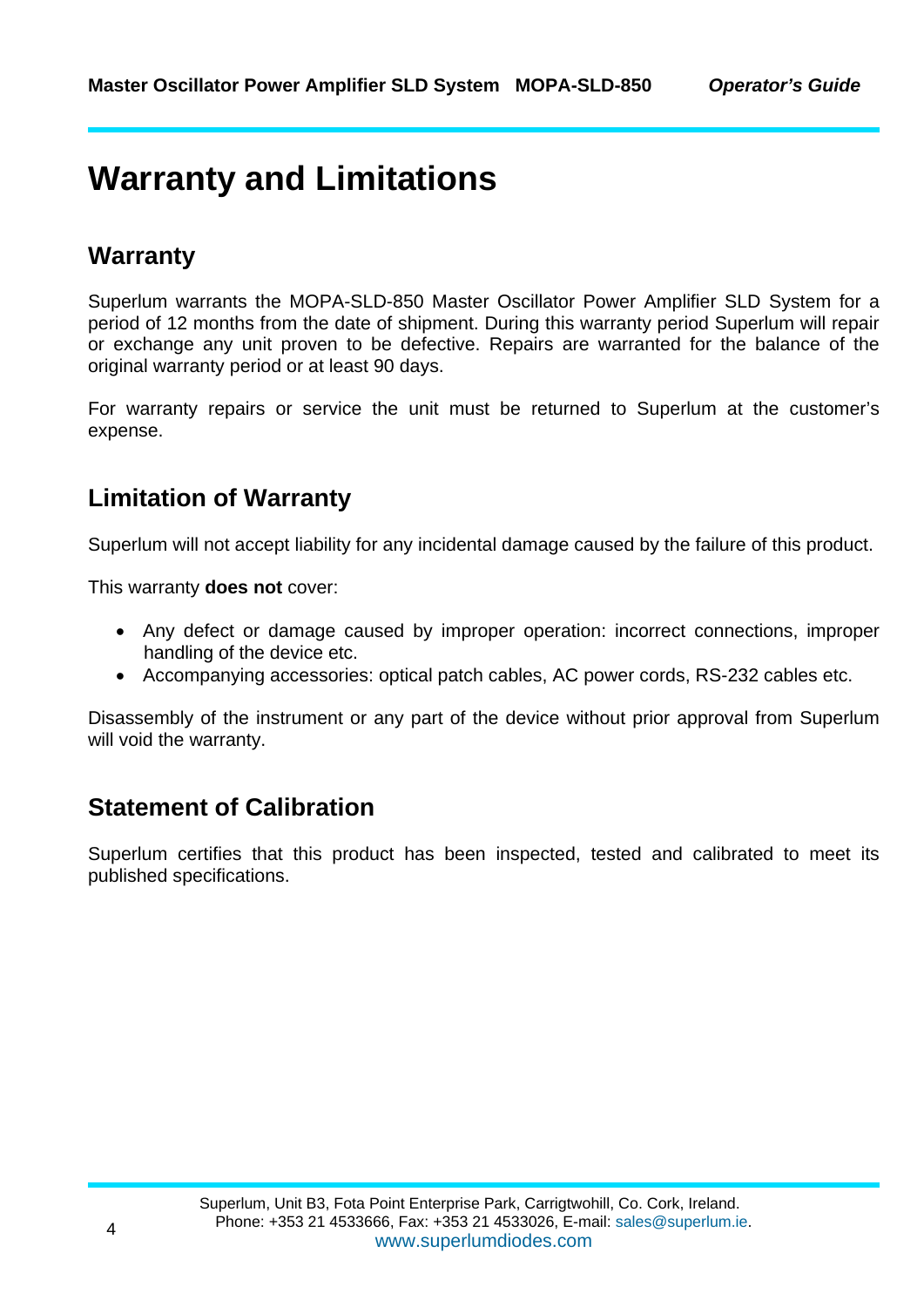# Warranty and Limitations

## Warranty

Superlum warrants the MOPA-SLD-850 Master Oscillator Power Amplifier SLD System for a period of 12 months from the date of shipment. During this warranty period Superlum will repair or exchange any unit proven to be defective. Repairs are warranted for the balance of the original warranty period or at least 90 days.

For warranty repairs or service the unit must be returned to Superlum at the customer's expense.

## Limitation of Warranty

Superlum will not accept liability for any incidental damage caused by the failure of this product.

This warranty **does not** cover:

- Any defect or damage caused by improper operation: incorrect connections, improper handling of the device etc.
- Accompanying accessories: optical patch cables, AC power cords, RS-232 cables etc.

Disassembly of the instrument or any part of the device without prior approval from Superlum will void the warranty.

## Statement of Calibration

Superlum certifies that this product has been inspected, tested and calibrated to meet its published specifications.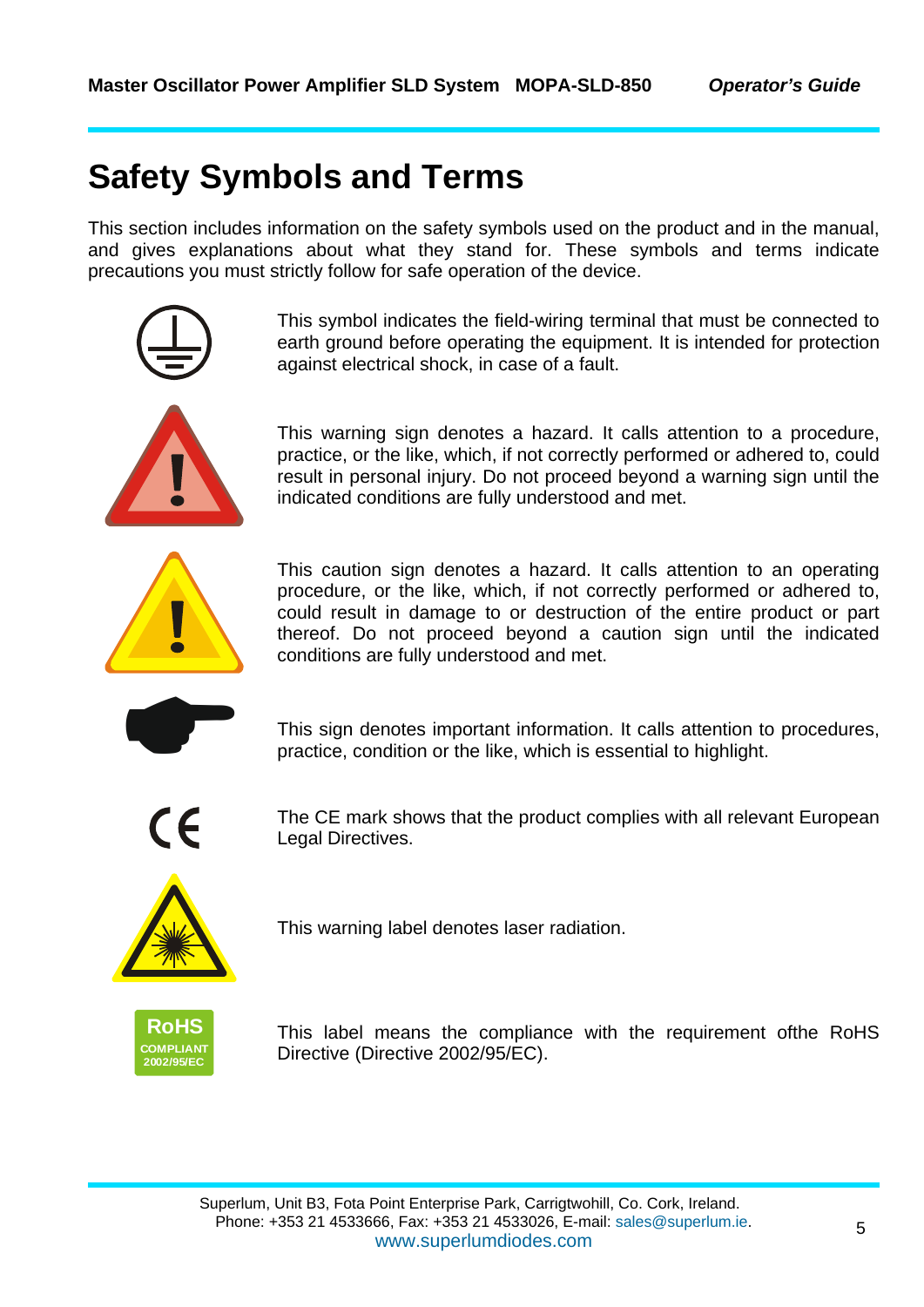# Safety Symbols and Terms

This section includes information on the safety symbols used on the product and in the manual, and gives explanations about what they stand for. These symbols and terms indicate precautions you must strictly follow for safe operation of the device.

This symbol indicates the field-wiring terminal that must be connected to earth ground before operating the equipment. It is intended for protection against electrical shock, in case of a fault.

This warning sign denotes a hazard. It calls attention to a procedure, practice, or the like, which, if not correctly performed or adhered to, could result in personal injury. Do not proceed beyond a warning sign until the indicated conditions are fully understood and met.

This caution sign denotes a hazard. It calls attention to an operating procedure, or the like, which, if not correctly performed or adhered to, could result in damage to or destruction of the entire product or part thereof. Do not proceed beyond a caution sign until the indicated conditions are fully understood and met.

This sign denotes important information. It calls attention to procedures, practice, condition or the like, which is essential to highlight.

The CE mark shows that the product complies with all relevant European Legal Directives.

This warning label denotes laser radiation.

RoHS COMPLIANT 2002/95/EC

This label means the compliance with the requirement ofthe RoHS Directive (Directive 2002/95/EC).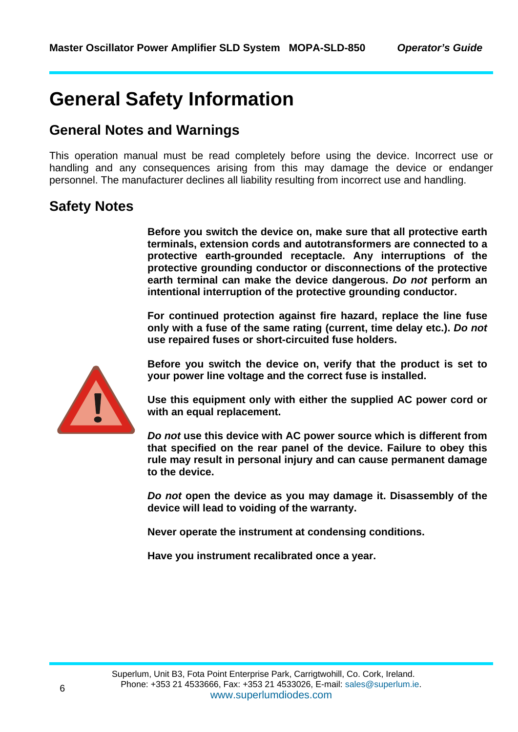# General Safety Information

## General Notes and Warnings

This operation manual must be read completely before using the device. Incorrect use or handling and any consequences arising from this may damage the device or endanger personnel. The manufacturer declines all liability resulting from incorrect use and handling.

## Safety Notes

**Before you switch the device on, make sure that all protective earth terminals, extension cords and autotransformers are connected to a protective earth-grounded receptacle. Any interruptions of the protective grounding conductor or disconnections of the protective earth terminal can make the device dangerous. *Do not* perform an intentional interruption of the protective grounding conductor.**

**For continued protection against fire hazard, replace the line fuse only with a fuse of the same rating (current, time delay etc.). *Do not* use repaired fuses or short-circuited fuse holders.**

**Before you switch the device on, verify that the product is set to your power line voltage and the correct fuse is installed.**

**Use this equipment only with either the supplied AC power cord or with an equal replacement.**

***Do not* use this device with AC power source which is different from that specified on the rear panel of the device. Failure to obey this rule may result in personal injury and can cause permanent damage to the device.**

***Do not* open the device as you may damage it. Disassembly of the device will lead to voiding of the warranty.**

**Never operate the instrument at condensing conditions.**

**Have you instrument recalibrated once a year.**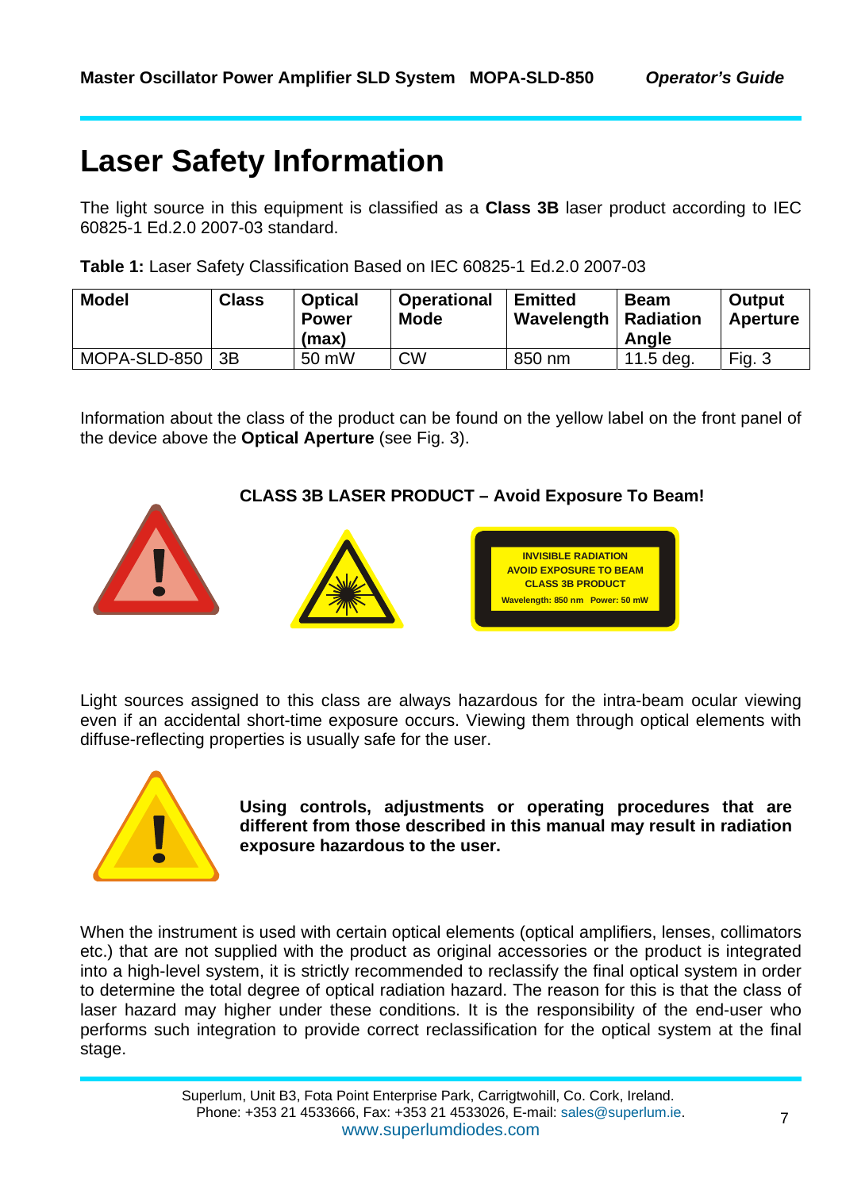# Laser Safety Information

The light source in this equipment is classified as a **Class 3B** laser product according to IEC 60825-1 Ed.2.0 2007-03 standard.

**Table 1:** Laser Safety Classification Based on IEC 60825-1 Ed.2.0 2007-03

| Model | Class | Optical Power (max) | Operational Mode | Emitted Wavelength | Beam Radiation Angle | Output Aperture |
|---|---|---|---|---|---|---|
| MOPA-SLD-850 | 3B | 50 mW | CW | 850 nm | 11.5 deg. | Fig. 3 |

Information about the class of the product can be found on the yellow label on the front panel of the device above the **Optical Aperture** (see Fig. 3).

**CLASS 3B LASER PRODUCT – Avoid Exposure To Beam!**

INVISIBLE RADIATION
AVOID EXPOSURE TO BEAM
CLASS 3B PRODUCT
Wavelength: 850 nm Power: 50 mW

Light sources assigned to this class are always hazardous for the intra-beam ocular viewing even if an accidental short-time exposure occurs. Viewing them through optical elements with diffuse-reflecting properties is usually safe for the user.

**Using controls, adjustments or operating procedures that are different from those described in this manual may result in radiation exposure hazardous to the user.**

When the instrument is used with certain optical elements (optical amplifiers, lenses, collimators etc.) that are not supplied with the product as original accessories or the product is integrated into a high-level system, it is strictly recommended to reclassify the final optical system in order to determine the total degree of optical radiation hazard. The reason for this is that the class of laser hazard may higher under these conditions. It is the responsibility of the end-user who performs such integration to provide correct reclassification for the optical system at the final stage.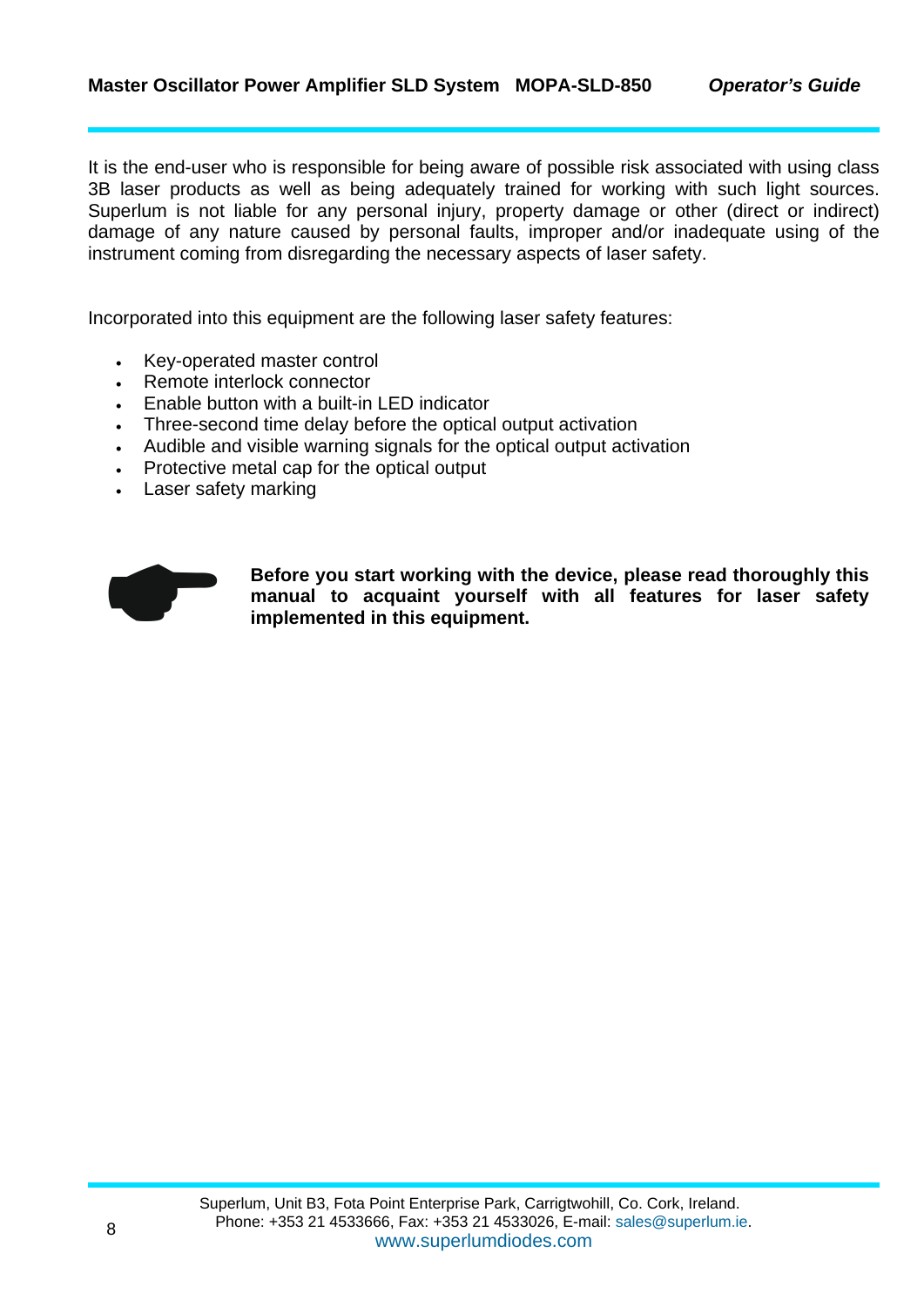It is the end-user who is responsible for being aware of possible risk associated with using class 3B laser products as well as being adequately trained for working with such light sources. Superlum is not liable for any personal injury, property damage or other (direct or indirect) damage of any nature caused by personal faults, improper and/or inadequate using of the instrument coming from disregarding the necessary aspects of laser safety.

Incorporated into this equipment are the following laser safety features:

- Key-operated master control
- Remote interlock connector
- Enable button with a built-in LED indicator
- Three-second time delay before the optical output activation
- Audible and visible warning signals for the optical output activation
- Protective metal cap for the optical output
- Laser safety marking

**Before you start working with the device, please read thoroughly this manual to acquaint yourself with all features for laser safety implemented in this equipment.**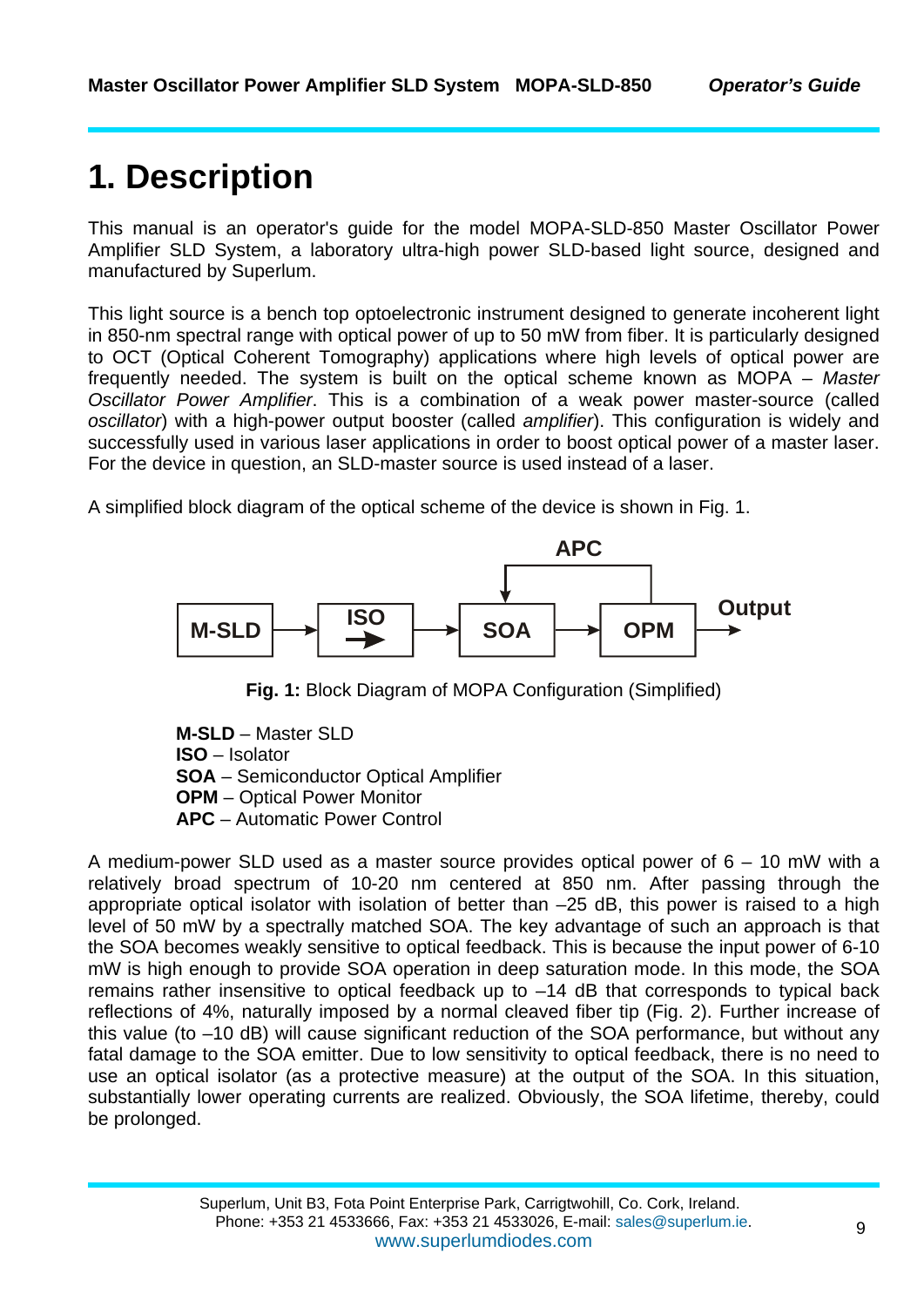# 1. Description

This manual is an operator's guide for the model MOPA-SLD-850 Master Oscillator Power Amplifier SLD System, a laboratory ultra-high power SLD-based light source, designed and manufactured by Superlum.

This light source is a bench top optoelectronic instrument designed to generate incoherent light in 850-nm spectral range with optical power of up to 50 mW from fiber. It is particularly designed to OCT (Optical Coherent Tomography) applications where high levels of optical power are frequently needed. The system is built on the optical scheme known as MOPA – *Master Oscillator Power Amplifier*. This is a combination of a weak power master-source (called *oscillator*) with a high-power output booster (called *amplifier*). This configuration is widely and successfully used in various laser applications in order to boost optical power of a master laser. For the device in question, an SLD-master source is used instead of a laser.

A simplified block diagram of the optical scheme of the device is shown in Fig. 1.

**Fig. 1:** Block Diagram of MOPA Configuration (Simplified)

**M-SLD** – Master SLD
**ISO** – Isolator
**SOA** – Semiconductor Optical Amplifier
**OPM** – Optical Power Monitor
**APC** – Automatic Power Control

A medium-power SLD used as a master source provides optical power of 6 – 10 mW with a relatively broad spectrum of 10-20 nm centered at 850 nm. After passing through the appropriate optical isolator with isolation of better than –25 dB, this power is raised to a high level of 50 mW by a spectrally matched SOA. The key advantage of such an approach is that the SOA becomes weakly sensitive to optical feedback. This is because the input power of 6-10 mW is high enough to provide SOA operation in deep saturation mode. In this mode, the SOA remains rather insensitive to optical feedback up to –14 dB that corresponds to typical back reflections of 4%, naturally imposed by a normal cleaved fiber tip (Fig. 2). Further increase of this value (to –10 dB) will cause significant reduction of the SOA performance, but without any fatal damage to the SOA emitter. Due to low sensitivity to optical feedback, there is no need to use an optical isolator (as a protective measure) at the output of the SOA. In this situation, substantially lower operating currents are realized. Obviously, the SOA lifetime, thereby, could be prolonged.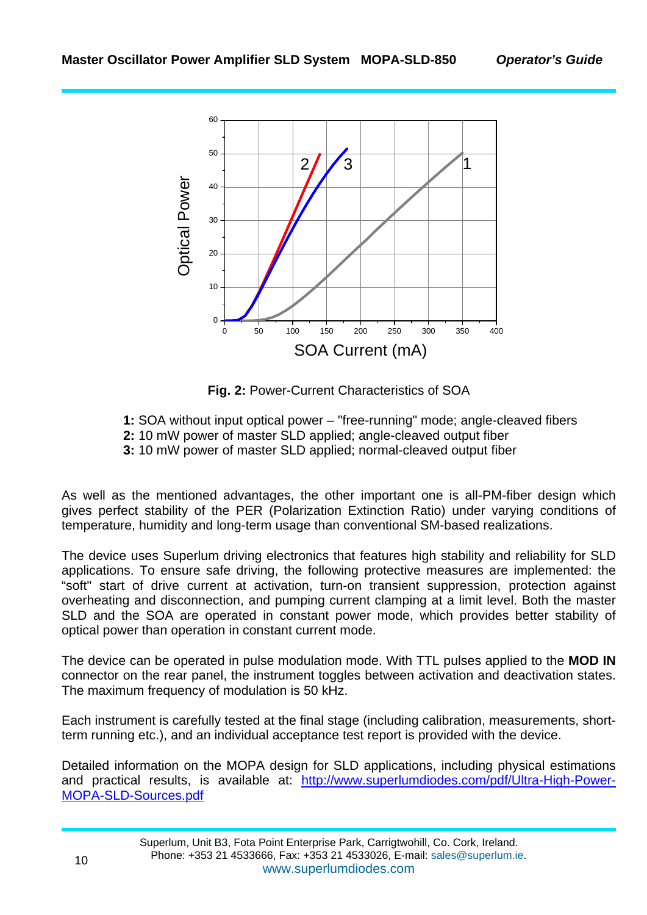**Fig. 2:** Power-Current Characteristics of SOA

**1:** SOA without input optical power – "free-running" mode; angle-cleaved fibers
**2:** 10 mW power of master SLD applied; angle-cleaved output fiber
**3:** 10 mW power of master SLD applied; normal-cleaved output fiber

As well as the mentioned advantages, the other important one is all-PM-fiber design which gives perfect stability of the PER (Polarization Extinction Ratio) under varying conditions of temperature, humidity and long-term usage than conventional SM-based realizations.

The device uses Superlum driving electronics that features high stability and reliability for SLD applications. To ensure safe driving, the following protective measures are implemented: the “soft” start of drive current at activation, turn-on transient suppression, protection against overheating and disconnection, and pumping current clamping at a limit level. Both the master SLD and the SOA are operated in constant power mode, which provides better stability of optical power than operation in constant current mode.

The device can be operated in pulse modulation mode. With TTL pulses applied to the **MOD IN** connector on the rear panel, the instrument toggles between activation and deactivation states. The maximum frequency of modulation is 50 kHz.

Each instrument is carefully tested at the final stage (including calibration, measurements, short-term running etc.), and an individual acceptance test report is provided with the device.

Detailed information on the MOPA design for SLD applications, including physical estimations and practical results, is available at: http://www.superlumdiodes.com/pdf/Ultra-High-Power-MOPA-SLD-Sources.pdf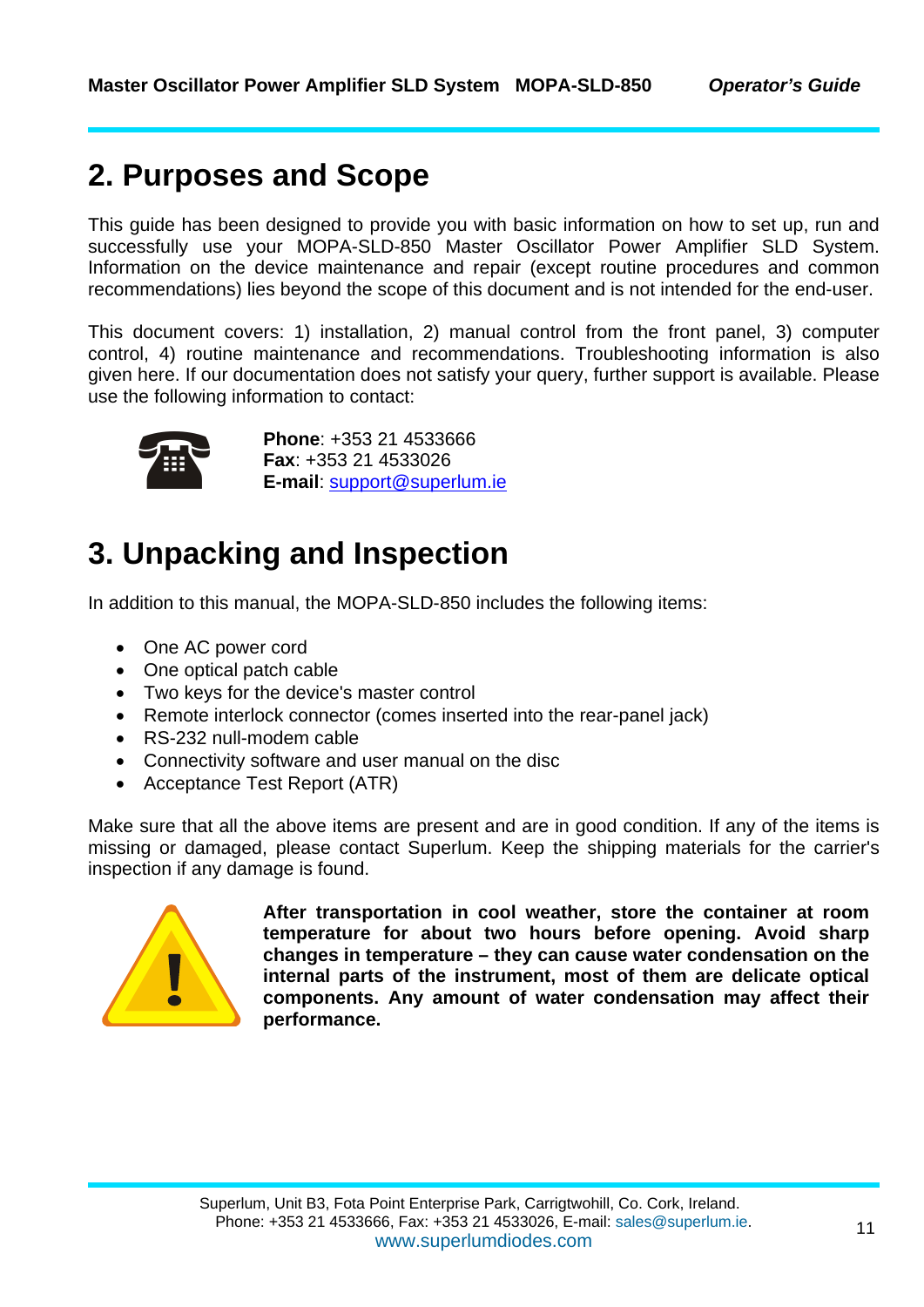# 2. Purposes and Scope

This guide has been designed to provide you with basic information on how to set up, run and successfully use your MOPA-SLD-850 Master Oscillator Power Amplifier SLD System. Information on the device maintenance and repair (except routine procedures and common recommendations) lies beyond the scope of this document and is not intended for the end-user.

This document covers: 1) installation, 2) manual control from the front panel, 3) computer control, 4) routine maintenance and recommendations. Troubleshooting information is also given here. If our documentation does not satisfy your query, further support is available. Please use the following information to contact:

**Phone**: +353 21 4533666
**Fax**: +353 21 4533026
**E-mail**: support@superlum.ie

# 3. Unpacking and Inspection

In addition to this manual, the MOPA-SLD-850 includes the following items:

- One AC power cord
- One optical patch cable
- Two keys for the device's master control
- Remote interlock connector (comes inserted into the rear-panel jack)
- RS-232 null-modem cable
- Connectivity software and user manual on the disc
- Acceptance Test Report (ATR)

Make sure that all the above items are present and are in good condition. If any of the items is missing or damaged, please contact Superlum. Keep the shipping materials for the carrier's inspection if any damage is found.

**After transportation in cool weather, store the container at room temperature for about two hours before opening. Avoid sharp changes in temperature – they can cause water condensation on the internal parts of the instrument, most of them are delicate optical components. Any amount of water condensation may affect their performance.**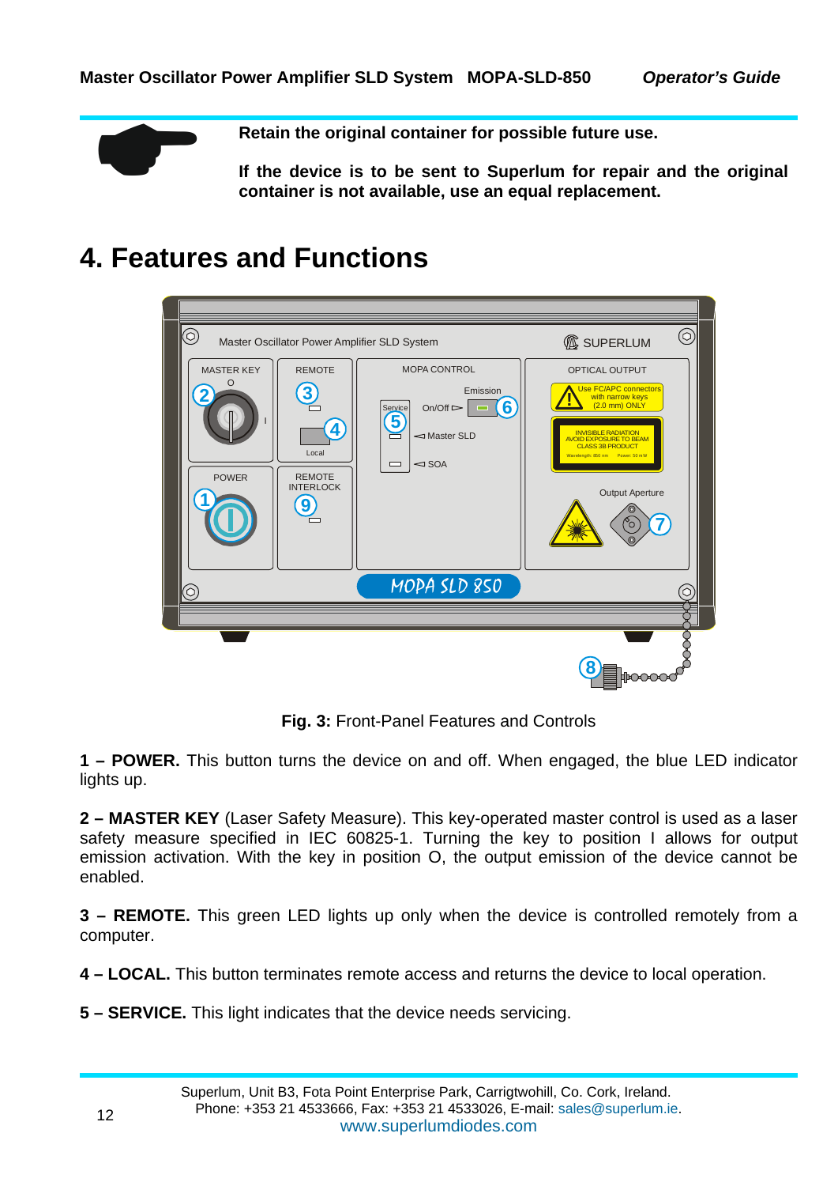**Retain the original container for possible future use.**

**If the device is to be sent to Superlum for repair and the original container is not available, use an equal replacement.**

# 4. Features and Functions

**Fig. 3:** Front-Panel Features and Controls

**1 – POWER.** This button turns the device on and off. When engaged, the blue LED indicator lights up.

**2 – MASTER KEY** (Laser Safety Measure). This key-operated master control is used as a laser safety measure specified in IEC 60825-1. Turning the key to position I allows for output emission activation. With the key in position O, the output emission of the device cannot be enabled.

**3 – REMOTE.** This green LED lights up only when the device is controlled remotely from a computer.

**4 – LOCAL.** This button terminates remote access and returns the device to local operation.

**5 – SERVICE.** This light indicates that the device needs servicing.

Superlum, Unit B3, Fota Point Enterprise Park, Carrigtwohill, Co. Cork, Ireland.
Phone: +353 21 4533666, Fax: +353 21 4533026, E-mail: sales@superlum.ie.
www.superlumdiodes.com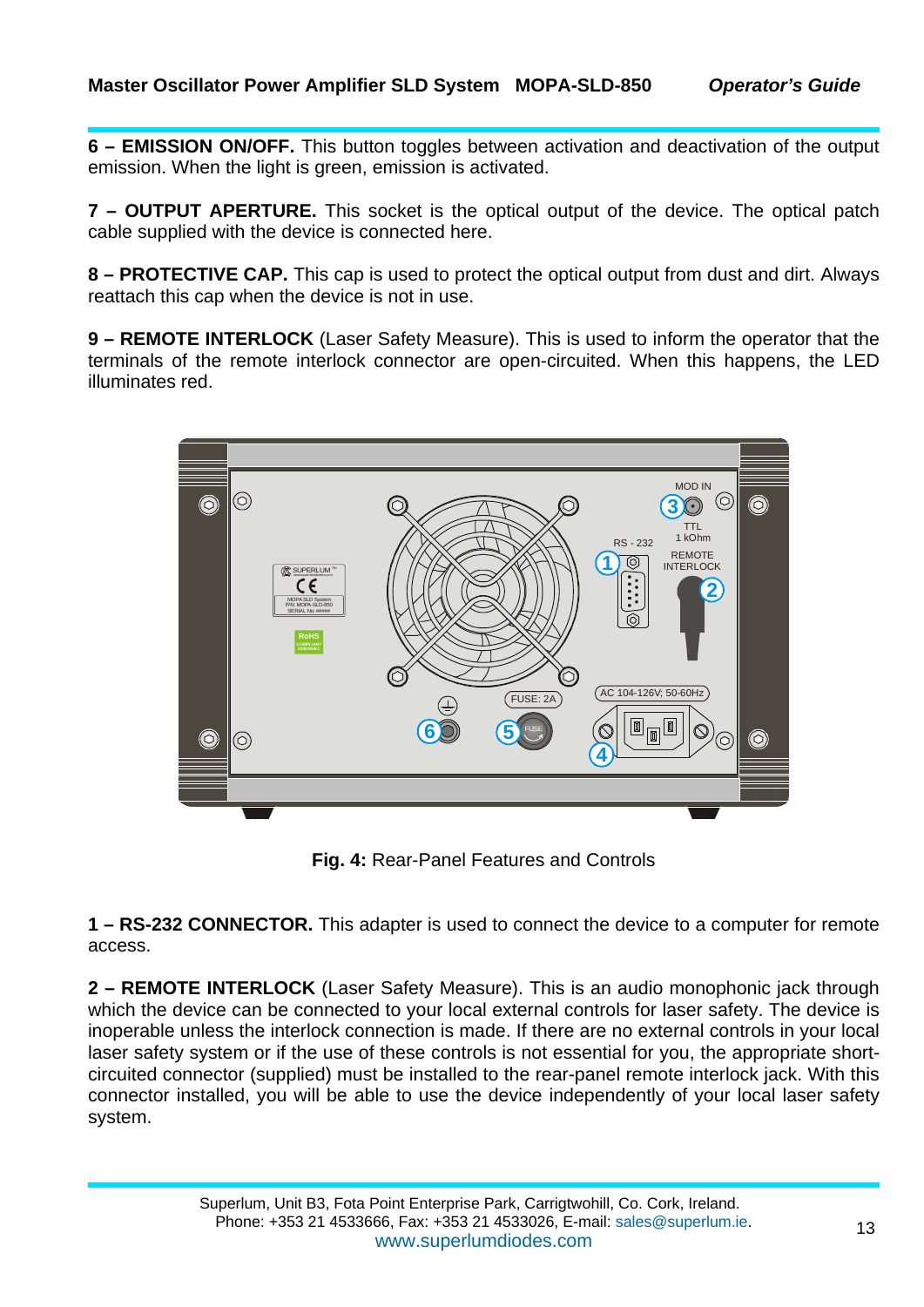**6 – EMISSION ON/OFF.** This button toggles between activation and deactivation of the output emission. When the light is green, emission is activated.

**7 – OUTPUT APERTURE.** This socket is the optical output of the device. The optical patch cable supplied with the device is connected here.

**8 – PROTECTIVE CAP.** This cap is used to protect the optical output from dust and dirt. Always reattach this cap when the device is not in use.

**9 – REMOTE INTERLOCK** (Laser Safety Measure). This is used to inform the operator that the terminals of the remote interlock connector are open-circuited. When this happens, the LED illuminates red.

**Fig. 4:** Rear-Panel Features and Controls

**1 – RS-232 CONNECTOR.** This adapter is used to connect the device to a computer for remote access.

**2 – REMOTE INTERLOCK** (Laser Safety Measure). This is an audio monophonic jack through which the device can be connected to your local external controls for laser safety. The device is inoperable unless the interlock connection is made. If there are no external controls in your local laser safety system or if the use of these controls is not essential for you, the appropriate short-circuited connector (supplied) must be installed to the rear-panel remote interlock jack. With this connector installed, you will be able to use the device independently of your local laser safety system.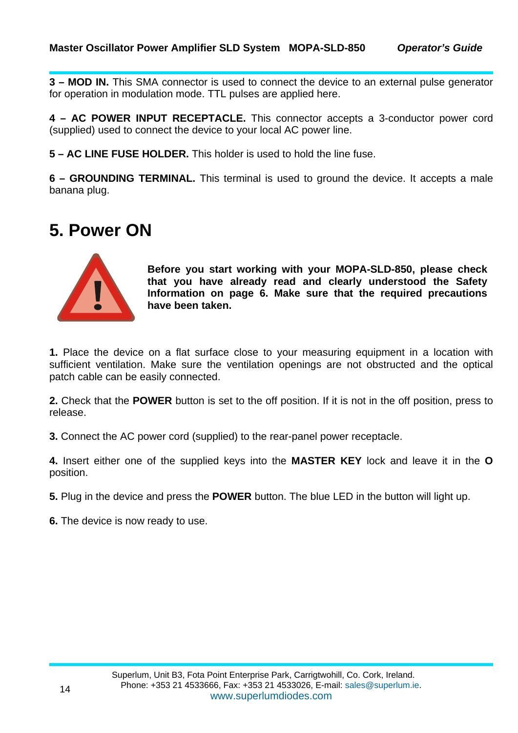**3 – MOD IN.** This SMA connector is used to connect the device to an external pulse generator for operation in modulation mode. TTL pulses are applied here.

**4 – AC POWER INPUT RECEPTACLE.** This connector accepts a 3-conductor power cord (supplied) used to connect the device to your local AC power line.

**5 – AC LINE FUSE HOLDER.** This holder is used to hold the line fuse.

**6 – GROUNDING TERMINAL.** This terminal is used to ground the device. It accepts a male banana plug.

# 5. Power ON

**Before you start working with your MOPA-SLD-850, please check that you have already read and clearly understood the Safety Information on page 6. Make sure that the required precautions have been taken.**

**1.** Place the device on a flat surface close to your measuring equipment in a location with sufficient ventilation. Make sure the ventilation openings are not obstructed and the optical patch cable can be easily connected.

**2.** Check that the **POWER** button is set to the off position. If it is not in the off position, press to release.

**3.** Connect the AC power cord (supplied) to the rear-panel power receptacle.

**4.** Insert either one of the supplied keys into the **MASTER KEY** lock and leave it in the **O** position.

**5.** Plug in the device and press the **POWER** button. The blue LED in the button will light up.

**6.** The device is now ready to use.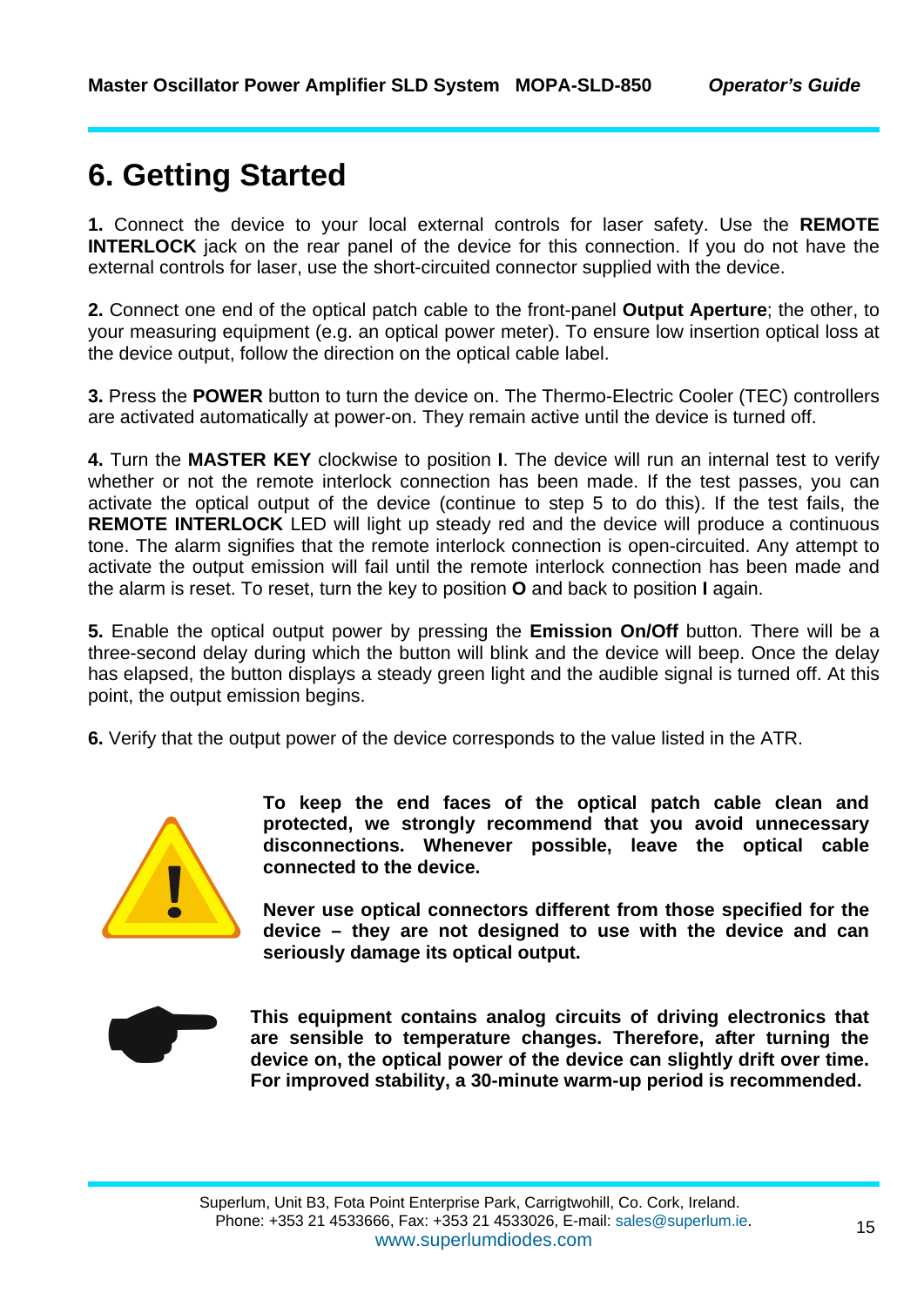# 6. Getting Started

**1.** Connect the device to your local external controls for laser safety. Use the **REMOTE INTERLOCK** jack on the rear panel of the device for this connection. If you do not have the external controls for laser, use the short-circuited connector supplied with the device.

**2.** Connect one end of the optical patch cable to the front-panel **Output Aperture**; the other, to your measuring equipment (e.g. an optical power meter). To ensure low insertion optical loss at the device output, follow the direction on the optical cable label.

**3.** Press the **POWER** button to turn the device on. The Thermo-Electric Cooler (TEC) controllers are activated automatically at power-on. They remain active until the device is turned off.

**4.** Turn the **MASTER KEY** clockwise to position **I**. The device will run an internal test to verify whether or not the remote interlock connection has been made. If the test passes, you can activate the optical output of the device (continue to step 5 to do this). If the test fails, the **REMOTE INTERLOCK** LED will light up steady red and the device will produce a continuous tone. The alarm signifies that the remote interlock connection is open-circuited. Any attempt to activate the output emission will fail until the remote interlock connection has been made and the alarm is reset. To reset, turn the key to position **O** and back to position **I** again.

**5.** Enable the optical output power by pressing the **Emission On/Off** button. There will be a three-second delay during which the button will blink and the device will beep. Once the delay has elapsed, the button displays a steady green light and the audible signal is turned off. At this point, the output emission begins.

**6.** Verify that the output power of the device corresponds to the value listed in the ATR.

**To keep the end faces of the optical patch cable clean and protected, we strongly recommend that you avoid unnecessary disconnections. Whenever possible, leave the optical cable connected to the device.**

**Never use optical connectors different from those specified for the device – they are not designed to use with the device and can seriously damage its optical output.**

**This equipment contains analog circuits of driving electronics that are sensible to temperature changes. Therefore, after turning the device on, the optical power of the device can slightly drift over time. For improved stability, a 30-minute warm-up period is recommended.**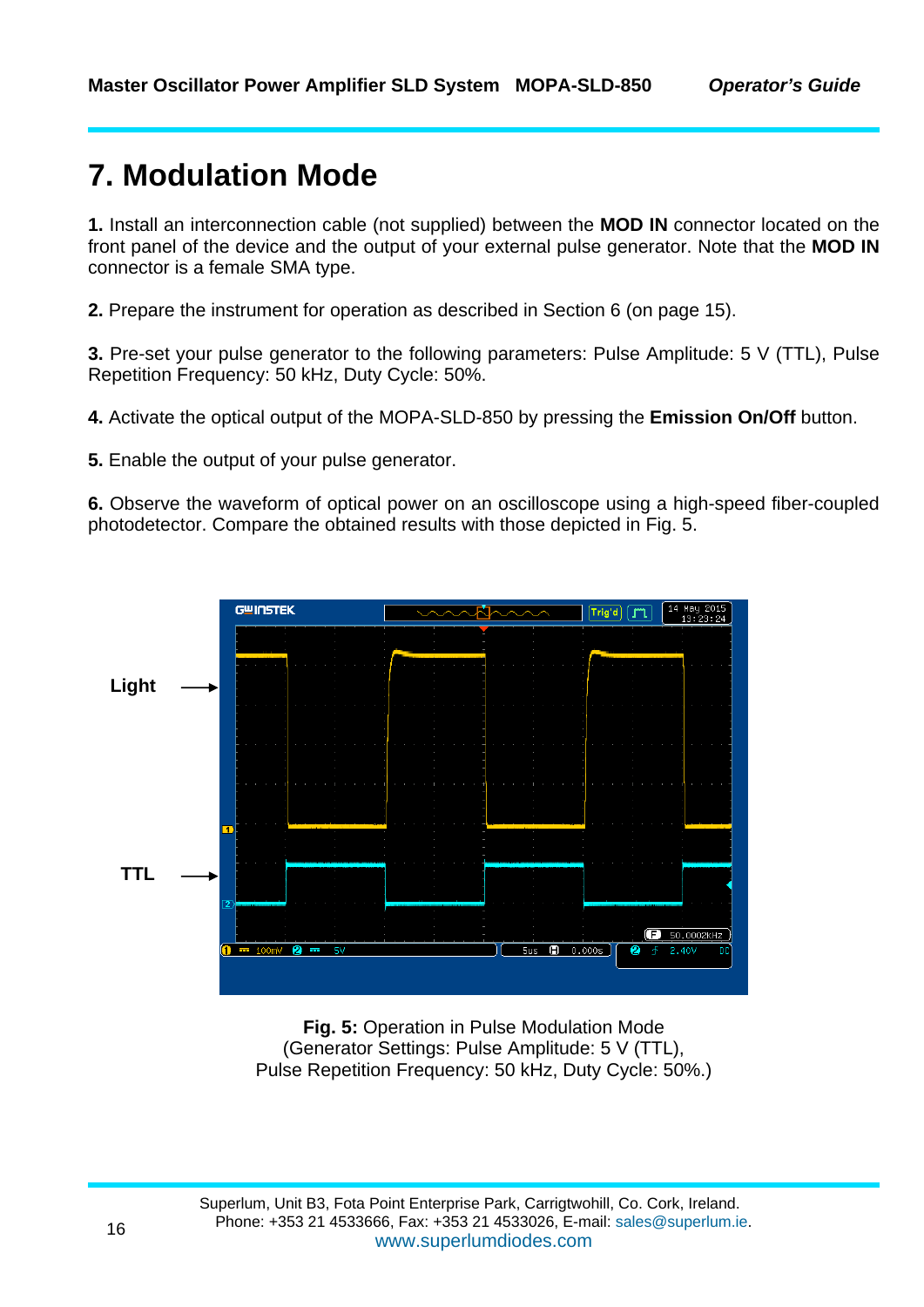# 7. Modulation Mode

**1.** Install an interconnection cable (not supplied) between the **MOD IN** connector located on the front panel of the device and the output of your external pulse generator. Note that the **MOD IN** connector is a female SMA type.

**2.** Prepare the instrument for operation as described in Section 6 (on page 15).

**3.** Pre-set your pulse generator to the following parameters: Pulse Amplitude: 5 V (TTL), Pulse Repetition Frequency: 50 kHz, Duty Cycle: 50%.

**4.** Activate the optical output of the MOPA-SLD-850 by pressing the **Emission On/Off** button.

**5.** Enable the output of your pulse generator.

**6.** Observe the waveform of optical power on an oscilloscope using a high-speed fiber-coupled photodetector. Compare the obtained results with those depicted in Fig. 5.

**Fig. 5:** Operation in Pulse Modulation Mode
(Generator Settings: Pulse Amplitude: 5 V (TTL),
Pulse Repetition Frequency: 50 kHz, Duty Cycle: 50%.)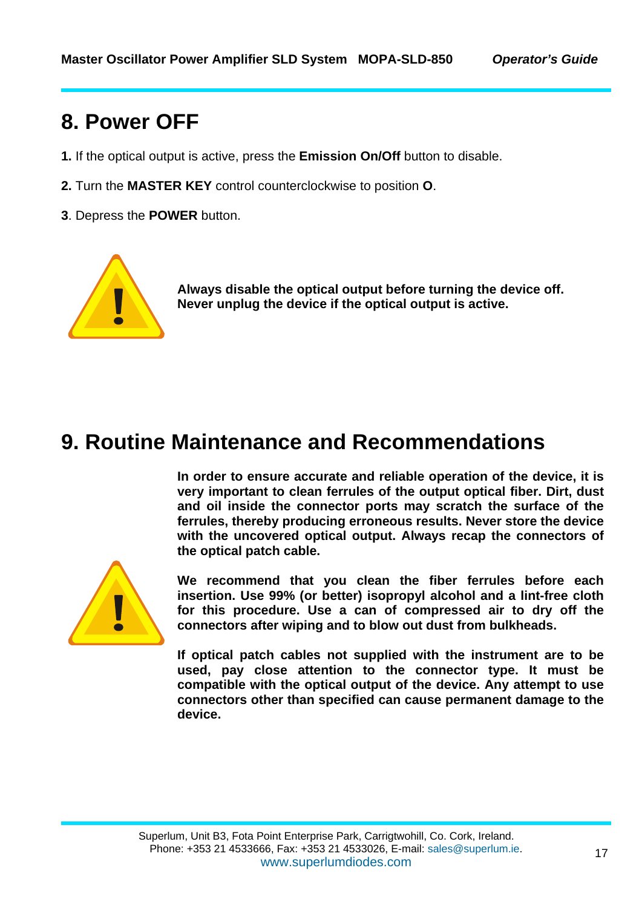# 8. Power OFF

**1.** If the optical output is active, press the **Emission On/Off** button to disable.

**2.** Turn the **MASTER KEY** control counterclockwise to position **O**.

**3**. Depress the **POWER** button.

**Always disable the optical output before turning the device off. Never unplug the device if the optical output is active.**

# 9. Routine Maintenance and Recommendations

**In order to ensure accurate and reliable operation of the device, it is very important to clean ferrules of the output optical fiber. Dirt, dust and oil inside the connector ports may scratch the surface of the ferrules, thereby producing erroneous results. Never store the device with the uncovered optical output. Always recap the connectors of the optical patch cable.**

**We recommend that you clean the fiber ferrules before each insertion. Use 99% (or better) isopropyl alcohol and a lint-free cloth for this procedure. Use a can of compressed air to dry off the connectors after wiping and to blow out dust from bulkheads.**

**If optical patch cables not supplied with the instrument are to be used, pay close attention to the connector type. It must be compatible with the optical output of the device. Any attempt to use connectors other than specified can cause permanent damage to the device.**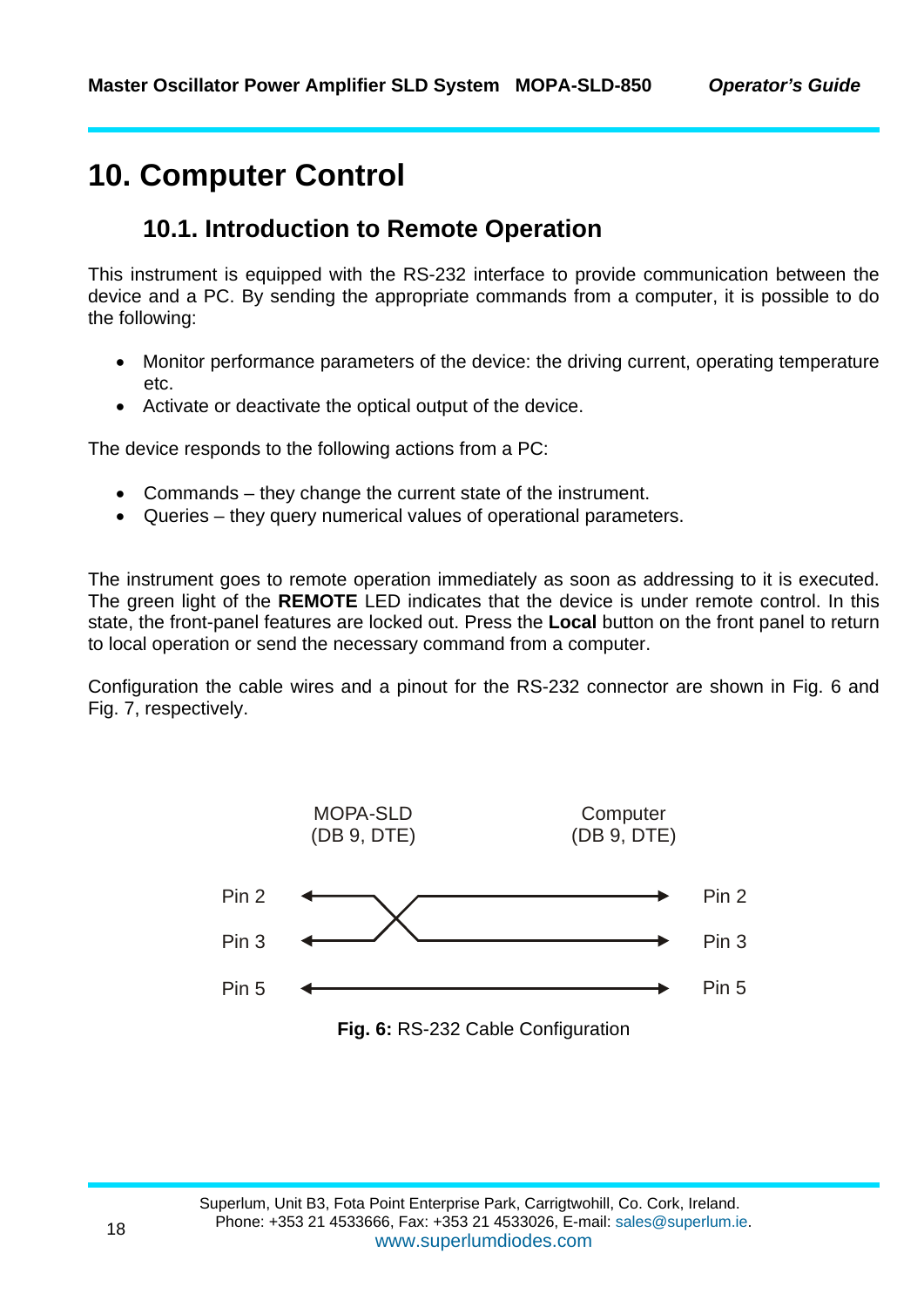# 10. Computer Control

## 10.1. Introduction to Remote Operation

This instrument is equipped with the RS-232 interface to provide communication between the device and a PC. By sending the appropriate commands from a computer, it is possible to do the following:

- Monitor performance parameters of the device: the driving current, operating temperature etc.
- Activate or deactivate the optical output of the device.

The device responds to the following actions from a PC:

- Commands – they change the current state of the instrument.
- Queries – they query numerical values of operational parameters.

The instrument goes to remote operation immediately as soon as addressing to it is executed. The green light of the **REMOTE** LED indicates that the device is under remote control. In this state, the front-panel features are locked out. Press the **Local** button on the front panel to return to local operation or send the necessary command from a computer.

Configuration the cable wires and a pinout for the RS-232 connector are shown in Fig. 6 and Fig. 7, respectively.

MOPA-SLD (DB 9, DTE) — Computer (DB 9, DTE)

Pin 2 — Pin 3
Pin 3 — Pin 2
Pin 5 — Pin 5

**Fig. 6:** RS-232 Cable Configuration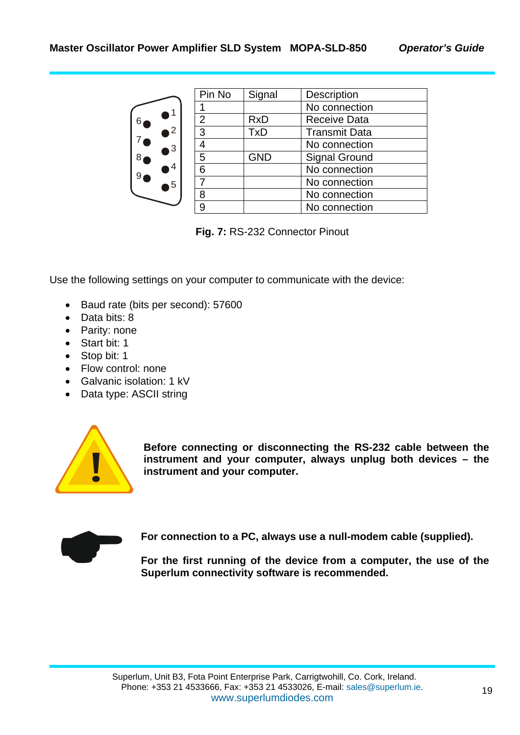| Pin No | Signal | Description |
|---|---|---|
| 1 | | No connection |
| 2 | RxD | Receive Data |
| 3 | TxD | Transmit Data |
| 4 | | No connection |
| 5 | GND | Signal Ground |
| 6 | | No connection |
| 7 | | No connection |
| 8 | | No connection |
| 9 | | No connection |

**Fig. 7:** RS-232 Connector Pinout

Use the following settings on your computer to communicate with the device:

- Baud rate (bits per second): 57600
- Data bits: 8
- Parity: none
- Start bit: 1
- Stop bit: 1
- Flow control: none
- Galvanic isolation: 1 kV
- Data type: ASCII string

**Before connecting or disconnecting the RS-232 cable between the instrument and your computer, always unplug both devices – the instrument and your computer.**

**For connection to a PC, always use a null-modem cable (supplied).**

**For the first running of the device from a computer, the use of the Superlum connectivity software is recommended.**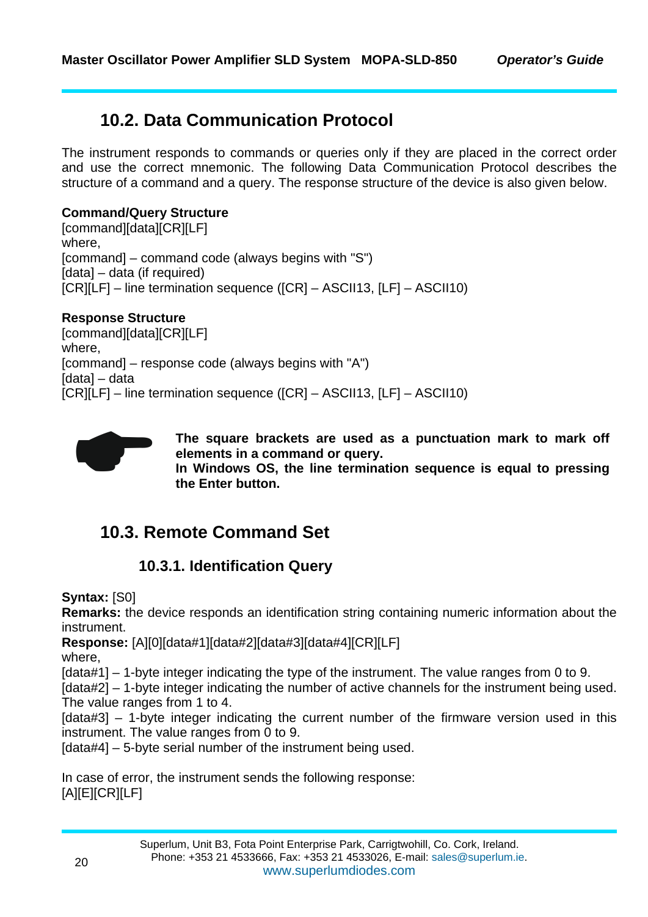## 10.2. Data Communication Protocol

The instrument responds to commands or queries only if they are placed in the correct order and use the correct mnemonic. The following Data Communication Protocol describes the structure of a command and a query. The response structure of the device is also given below.

**Command/Query Structure**
[command][data][CR][LF]
where,
[command] – command code (always begins with "S")
[data] – data (if required)
[CR][LF] – line termination sequence ([CR] – ASCII13, [LF] – ASCII10)

**Response Structure**
[command][data][CR][LF]
where,
[command] – response code (always begins with "A")
[data] – data
[CR][LF] – line termination sequence ([CR] – ASCII13, [LF] – ASCII10)

**The square brackets are used as a punctuation mark to mark off elements in a command or query.**
**In Windows OS, the line termination sequence is equal to pressing the Enter button.**

## 10.3. Remote Command Set

### 10.3.1. Identification Query

**Syntax:** [S0]
**Remarks:** the device responds an identification string containing numeric information about the instrument.
**Response:** [A][0][data#1][data#2][data#3][data#4][CR][LF]
where,
[data#1] – 1-byte integer indicating the type of the instrument. The value ranges from 0 to 9.
[data#2] – 1-byte integer indicating the number of active channels for the instrument being used. The value ranges from 1 to 4.
[data#3] – 1-byte integer indicating the current number of the firmware version used in this instrument. The value ranges from 0 to 9.
[data#4] – 5-byte serial number of the instrument being used.

In case of error, the instrument sends the following response:
[A][E][CR][LF]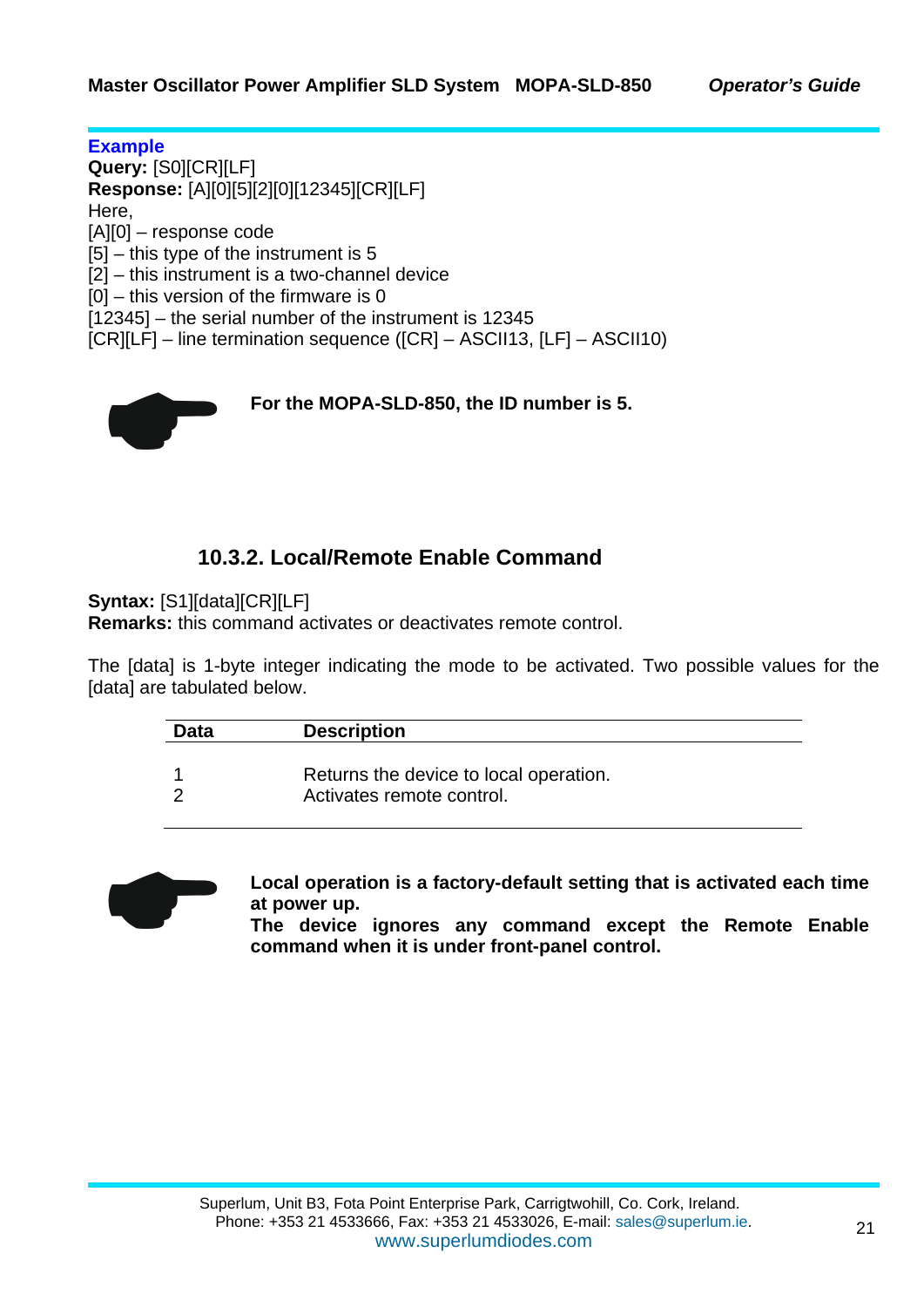**Example**

**Query:** [S0][CR][LF]

**Response:** [A][0][5][2][0][12345][CR][LF]

Here,

[A][0] – response code

[5] – this type of the instrument is 5

[2] – this instrument is a two-channel device

[0] – this version of the firmware is 0

[12345] – the serial number of the instrument is 12345

[CR][LF] – line termination sequence ([CR] – ASCII13, [LF] – ASCII10)

**For the MOPA-SLD-850, the ID number is 5.**

### 10.3.2. Local/Remote Enable Command

**Syntax:** [S1][data][CR][LF]

**Remarks:** this command activates or deactivates remote control.

The [data] is 1-byte integer indicating the mode to be activated. Two possible values for the [data] are tabulated below.

| Data | Description |
|---|---|
| 1 | Returns the device to local operation. |
| 2 | Activates remote control. |

**Local operation is a factory-default setting that is activated each time at power up.**
**The device ignores any command except the Remote Enable command when it is under front-panel control.**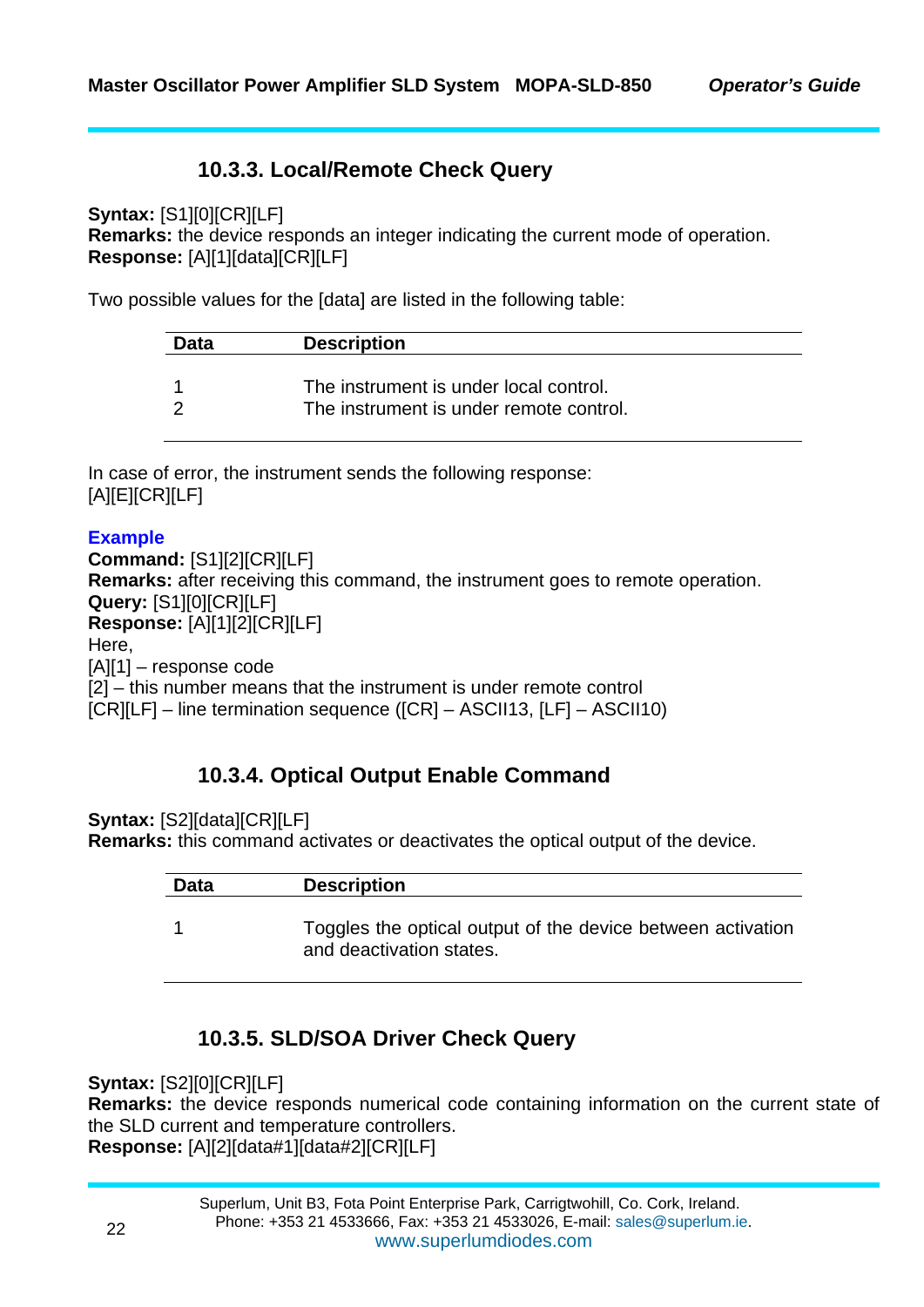### 10.3.3. Local/Remote Check Query

**Syntax:** [S1][0][CR][LF]
**Remarks:** the device responds an integer indicating the current mode of operation.
**Response:** [A][1][data][CR][LF]

Two possible values for the [data] are listed in the following table:

| Data | Description |
|---|---|
| 1 | The instrument is under local control. |
| 2 | The instrument is under remote control. |

In case of error, the instrument sends the following response:
[A][E][CR][LF]

**Example**
**Command:** [S1][2][CR][LF]
**Remarks:** after receiving this command, the instrument goes to remote operation.
**Query:** [S1][0][CR][LF]
**Response:** [A][1][2][CR][LF]
Here,
[A][1] – response code
[2] – this number means that the instrument is under remote control
[CR][LF] – line termination sequence ([CR] – ASCII13, [LF] – ASCII10)

### 10.3.4. Optical Output Enable Command

**Syntax:** [S2][data][CR][LF]
**Remarks:** this command activates or deactivates the optical output of the device.

| Data | Description |
|---|---|
| 1 | Toggles the optical output of the device between activation and deactivation states. |

### 10.3.5. SLD/SOA Driver Check Query

**Syntax:** [S2][0][CR][LF]
**Remarks:** the device responds numerical code containing information on the current state of the SLD current and temperature controllers.
**Response:** [A][2][data#1][data#2][CR][LF]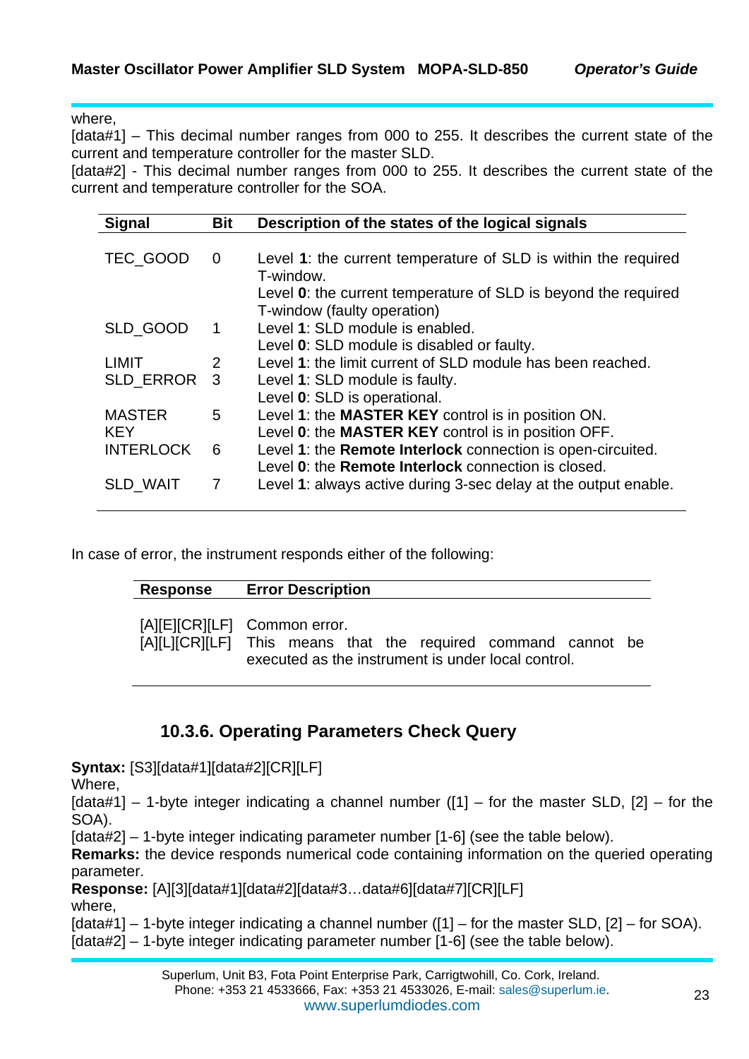where,
[data#1] – This decimal number ranges from 000 to 255. It describes the current state of the current and temperature controller for the master SLD.
[data#2] - This decimal number ranges from 000 to 255. It describes the current state of the current and temperature controller for the SOA.

| Signal | Bit | Description of the states of the logical signals |
|---|---|---|
| TEC_GOOD | 0 | Level **1**: the current temperature of SLD is within the required T-window.<br>Level **0**: the current temperature of SLD is beyond the required T-window (faulty operation) |
| SLD_GOOD | 1 | Level **1**: SLD module is enabled.<br>Level **0**: SLD module is disabled or faulty. |
| LIMIT | 2 | Level **1**: the limit current of SLD module has been reached. |
| SLD_ERROR | 3 | Level **1**: SLD module is faulty.<br>Level **0**: SLD is operational. |
| MASTER KEY | 5 | Level **1**: the **MASTER KEY** control is in position ON.<br>Level **0**: the **MASTER KEY** control is in position OFF. |
| INTERLOCK | 6 | Level **1**: the **Remote Interlock** connection is open-circuited.<br>Level **0**: the **Remote Interlock** connection is closed. |
| SLD_WAIT | 7 | Level **1**: always active during 3-sec delay at the output enable. |

In case of error, the instrument responds either of the following:

| Response | Error Description |
|---|---|
| [A][E][CR][LF] | Common error. |
| [A][L][CR][LF] | This means that the required command cannot be executed as the instrument is under local control. |

### 10.3.6. Operating Parameters Check Query

**Syntax:** [S3][data#1][data#2][CR][LF]
Where,
[data#1] – 1-byte integer indicating a channel number ([1] – for the master SLD, [2] – for the SOA).
[data#2] – 1-byte integer indicating parameter number [1-6] (see the table below).
**Remarks:** the device responds numerical code containing information on the queried operating parameter.
**Response:** [A][3][data#1][data#2][data#3…data#6][data#7][CR][LF]
where,
[data#1] – 1-byte integer indicating a channel number ([1] – for the master SLD, [2] – for SOA).
[data#2] – 1-byte integer indicating parameter number [1-6] (see the table below).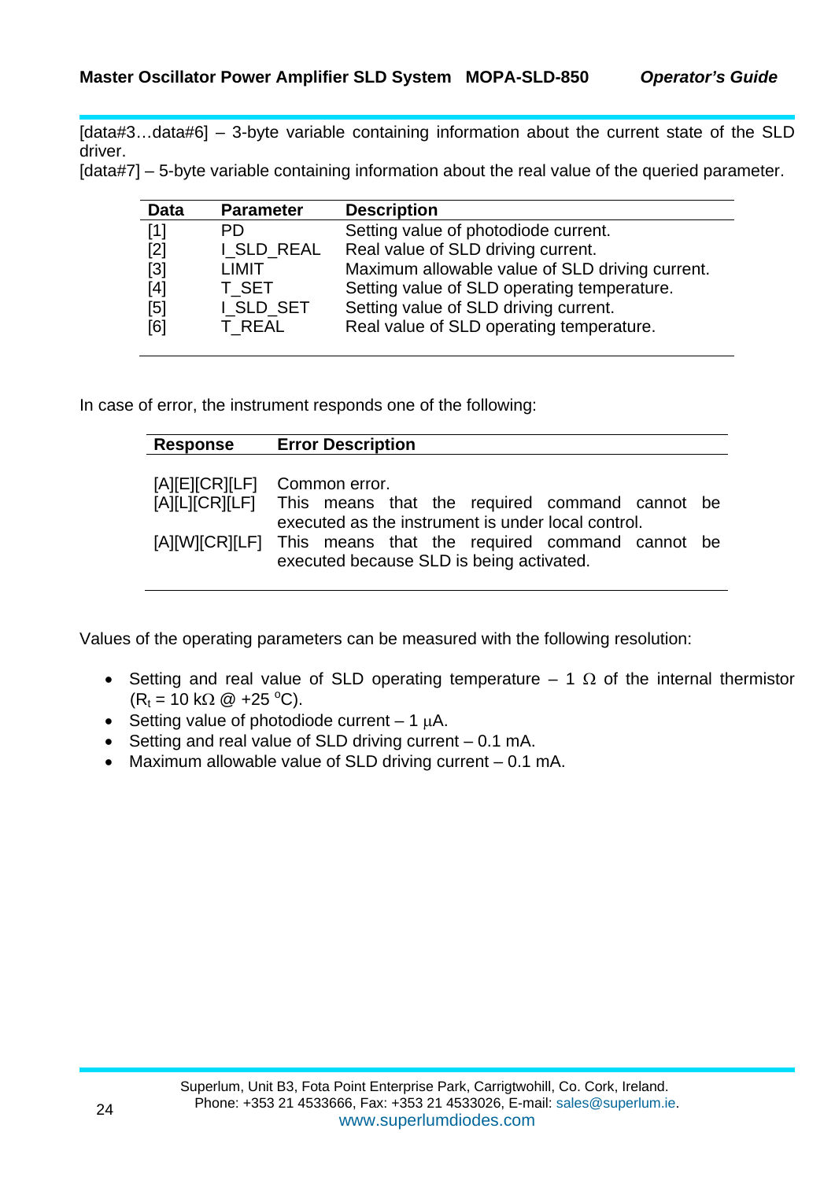[data#3…data#6] – 3-byte variable containing information about the current state of the SLD driver.
[data#7] – 5-byte variable containing information about the real value of the queried parameter.

| Data | Parameter | Description |
|---|---|---|
| [1] | PD | Setting value of photodiode current. |
| [2] | I_SLD_REAL | Real value of SLD driving current. |
| [3] | LIMIT | Maximum allowable value of SLD driving current. |
| [4] | T_SET | Setting value of SLD operating temperature. |
| [5] | I_SLD_SET | Setting value of SLD driving current. |
| [6] | T_REAL | Real value of SLD operating temperature. |

In case of error, the instrument responds one of the following:

| Response | Error Description |
|---|---|
| [A][E][CR][LF] | Common error. |
| [A][L][CR][LF] | This means that the required command cannot be executed as the instrument is under local control. |
| [A][W][CR][LF] | This means that the required command cannot be executed because SLD is being activated. |

Values of the operating parameters can be measured with the following resolution:

- Setting and real value of SLD operating temperature – 1 Ω of the internal thermistor ($R_t$ = 10 kΩ @ +25 °C).
- Setting value of photodiode current – 1 μA.
- Setting and real value of SLD driving current – 0.1 mA.
- Maximum allowable value of SLD driving current – 0.1 mA.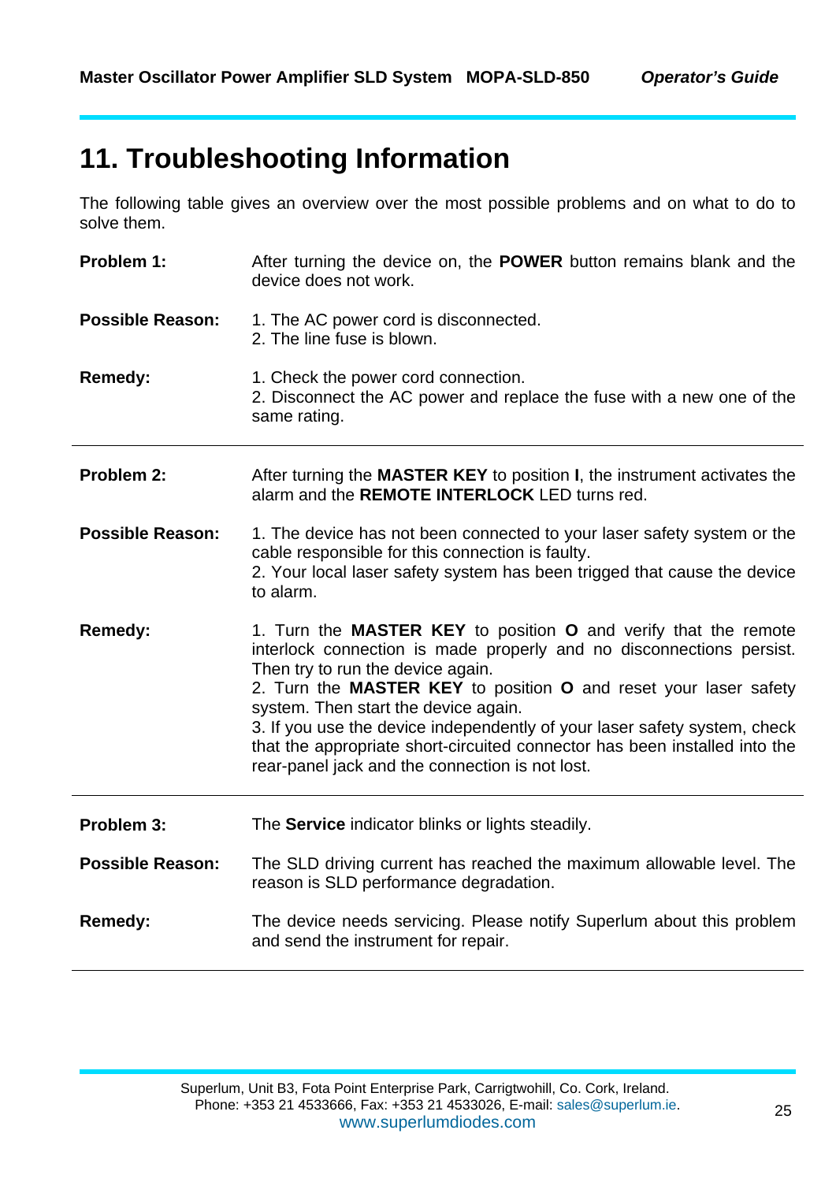# 11. Troubleshooting Information

The following table gives an overview over the most possible problems and on what to do to solve them.

**Problem 1:** After turning the device on, the **POWER** button remains blank and the device does not work.

**Possible Reason:**
1. The AC power cord is disconnected.
2. The line fuse is blown.

**Remedy:**
1. Check the power cord connection.
2. Disconnect the AC power and replace the fuse with a new one of the same rating.

---

**Problem 2:** After turning the **MASTER KEY** to position **I**, the instrument activates the alarm and the **REMOTE INTERLOCK** LED turns red.

**Possible Reason:**
1. The device has not been connected to your laser safety system or the cable responsible for this connection is faulty.
2. Your local laser safety system has been trigged that cause the device to alarm.

**Remedy:**
1. Turn the **MASTER KEY** to position **O** and verify that the remote interlock connection is made properly and no disconnections persist. Then try to run the device again.
2. Turn the **MASTER KEY** to position **O** and reset your laser safety system. Then start the device again.
3. If you use the device independently of your laser safety system, check that the appropriate short-circuited connector has been installed into the rear-panel jack and the connection is not lost.

---

**Problem 3:** The **Service** indicator blinks or lights steadily.

**Possible Reason:** The SLD driving current has reached the maximum allowable level. The reason is SLD performance degradation.

**Remedy:** The device needs servicing. Please notify Superlum about this problem and send the instrument for repair.

---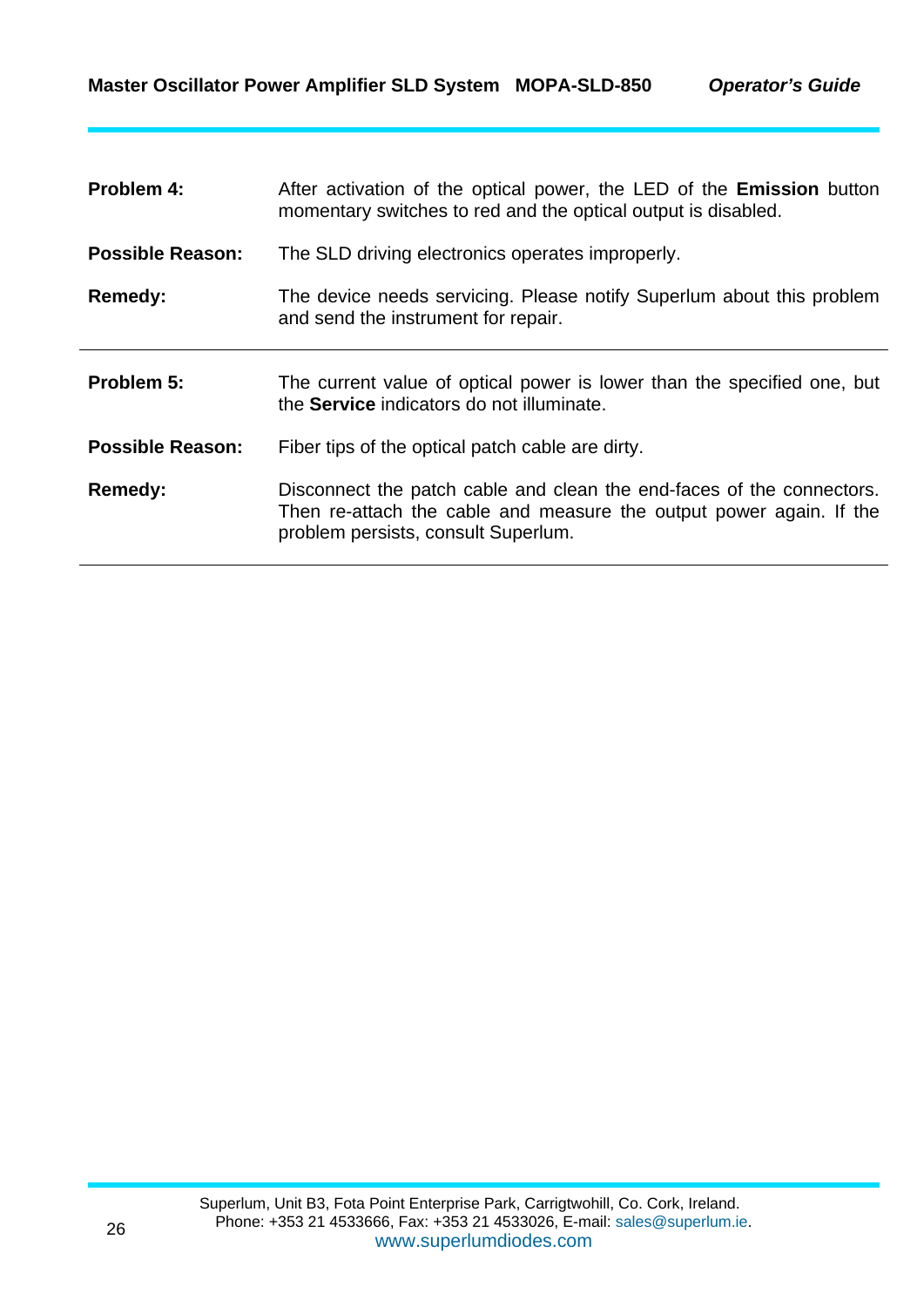**Problem 4:** After activation of the optical power, the LED of the **Emission** button momentary switches to red and the optical output is disabled.

**Possible Reason:** The SLD driving electronics operates improperly.

**Remedy:** The device needs servicing. Please notify Superlum about this problem and send the instrument for repair.

---

**Problem 5:** The current value of optical power is lower than the specified one, but the **Service** indicators do not illuminate.

**Possible Reason:** Fiber tips of the optical patch cable are dirty.

**Remedy:** Disconnect the patch cable and clean the end-faces of the connectors. Then re-attach the cable and measure the output power again. If the problem persists, consult Superlum.

---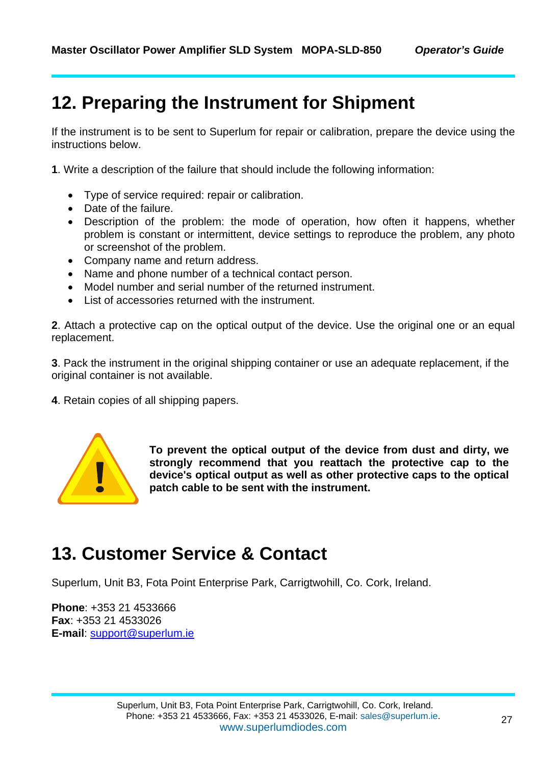# 12. Preparing the Instrument for Shipment

If the instrument is to be sent to Superlum for repair or calibration, prepare the device using the instructions below.

**1**. Write a description of the failure that should include the following information:

- Type of service required: repair or calibration.
- Date of the failure.
- Description of the problem: the mode of operation, how often it happens, whether problem is constant or intermittent, device settings to reproduce the problem, any photo or screenshot of the problem.
- Company name and return address.
- Name and phone number of a technical contact person.
- Model number and serial number of the returned instrument.
- List of accessories returned with the instrument.

**2**. Attach a protective cap on the optical output of the device. Use the original one or an equal replacement.

**3**. Pack the instrument in the original shipping container or use an adequate replacement, if the original container is not available.

**4**. Retain copies of all shipping papers.

**To prevent the optical output of the device from dust and dirty, we strongly recommend that you reattach the protective cap to the device's optical output as well as other protective caps to the optical patch cable to be sent with the instrument.**

# 13. Customer Service & Contact

Superlum, Unit B3, Fota Point Enterprise Park, Carrigtwohill, Co. Cork, Ireland.

**Phone**: +353 21 4533666
**Fax**: +353 21 4533026
**E-mail**: support@superlum.ie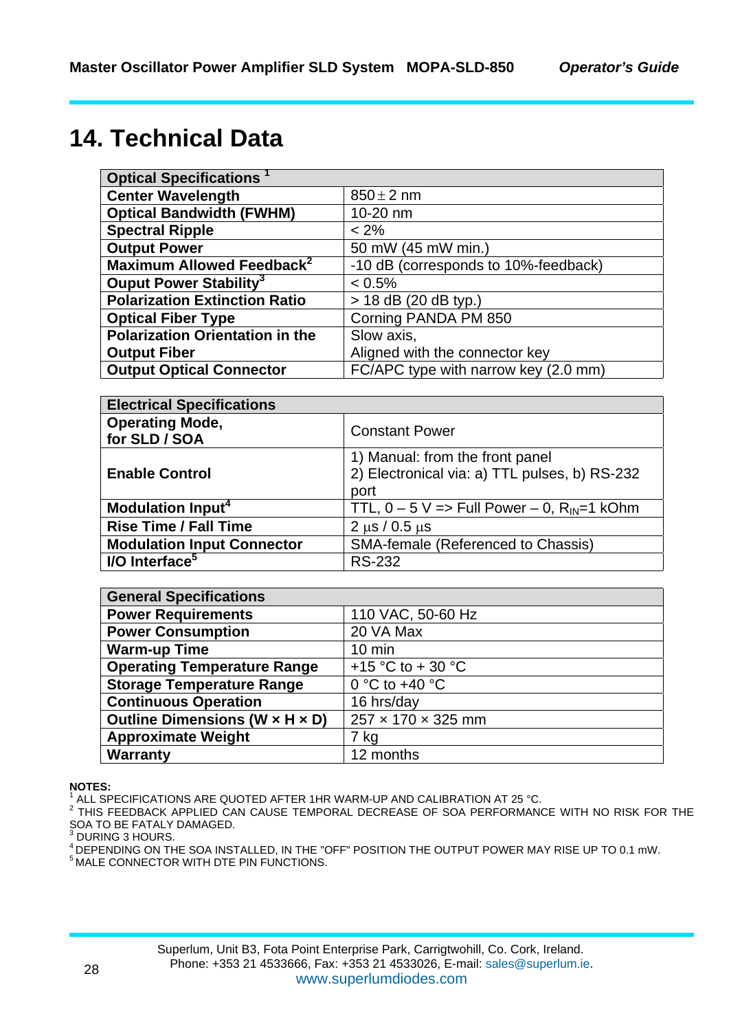# 14. Technical Data

| Optical Specifications [1] | |
|---|---|
| **Center Wavelength** | 850 ± 2 nm |
| **Optical Bandwidth (FWHM)** | 10-20 nm |
| **Spectral Ripple** | < 2% |
| **Output Power** | 50 mW (45 mW min.) |
| **Maximum Allowed Feedback[2]** | -10 dB (corresponds to 10%-feedback) |
| **Ouput Power Stability[3]** | < 0.5% |
| **Polarization Extinction Ratio** | > 18 dB (20 dB typ.) |
| **Optical Fiber Type** | Corning PANDA PM 850 |
| **Polarization Orientation in the Output Fiber** | Slow axis, Aligned with the connector key |
| **Output Optical Connector** | FC/APC type with narrow key (2.0 mm) |

| Electrical Specifications | |
|---|---|
| **Operating Mode, for SLD / SOA** | Constant Power |
| **Enable Control** | 1) Manual: from the front panel 2) Electronical via: a) TTL pulses, b) RS-232 port |
| **Modulation Input[4]** | TTL, 0 – 5 V => Full Power – 0, $R_{IN}$=1 kOhm |
| **Rise Time / Fall Time** | 2 μs / 0.5 μs |
| **Modulation Input Connector** | SMA-female (Referenced to Chassis) |
| **I/O Interface[5]** | RS-232 |

| General Specifications | |
|---|---|
| **Power Requirements** | 110 VAC, 50-60 Hz |
| **Power Consumption** | 20 VA Max |
| **Warm-up Time** | 10 min |
| **Operating Temperature Range** | +15 °C to + 30 °C |
| **Storage Temperature Range** | 0 °C to +40 °C |
| **Continuous Operation** | 16 hrs/day |
| **Outline Dimensions (W × H × D)** | 257 × 170 × 325 mm |
| **Approximate Weight** | 7 kg |
| **Warranty** | 12 months |

**NOTES:**

[1] ALL SPECIFICATIONS ARE QUOTED AFTER 1HR WARM-UP AND CALIBRATION AT 25 °C.

[2] THIS FEEDBACK APPLIED CAN CAUSE TEMPORAL DECREASE OF SOA PERFORMANCE WITH NO RISK FOR THE SOA TO BE FATALY DAMAGED.

[3] DURING 3 HOURS.

[4] DEPENDING ON THE SOA INSTALLED, IN THE "OFF" POSITION THE OUTPUT POWER MAY RISE UP TO 0.1 mW.

[5] MALE CONNECTOR WITH DTE PIN FUNCTIONS.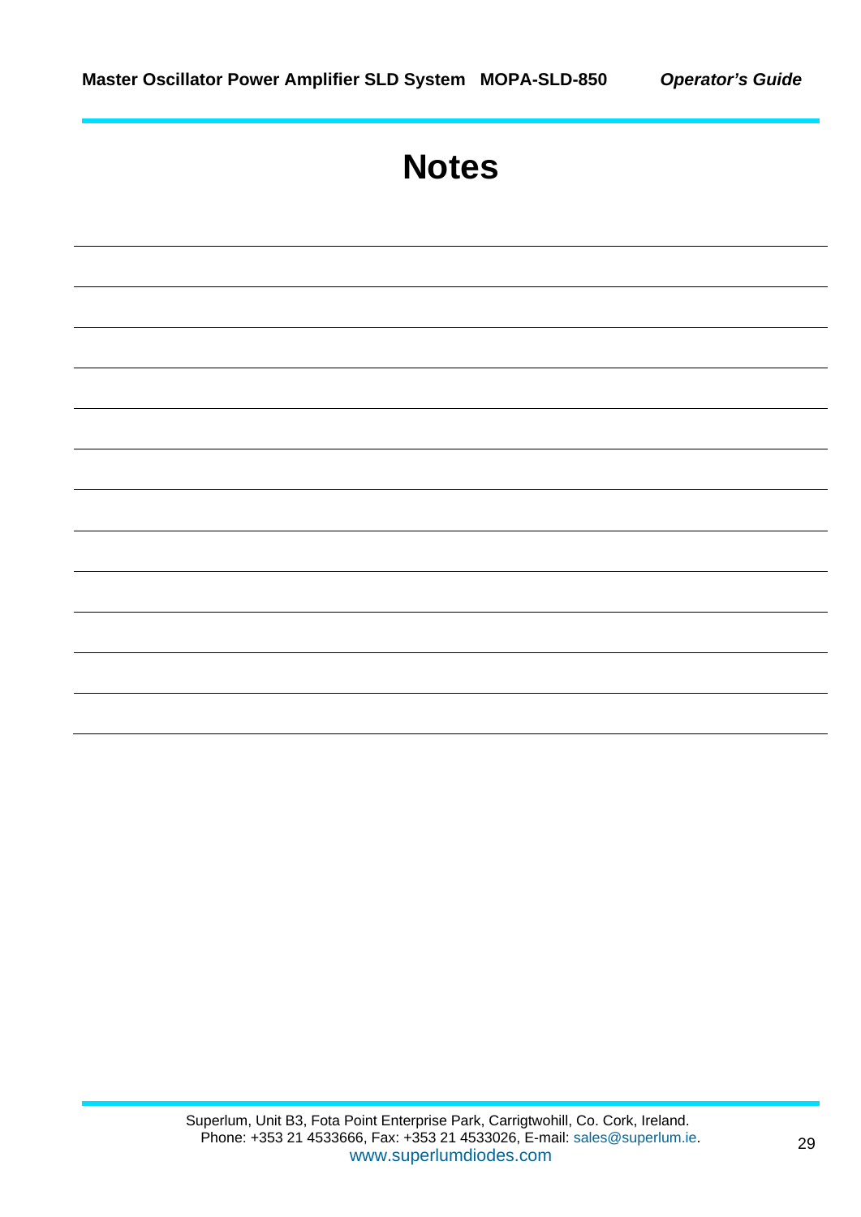# Notes